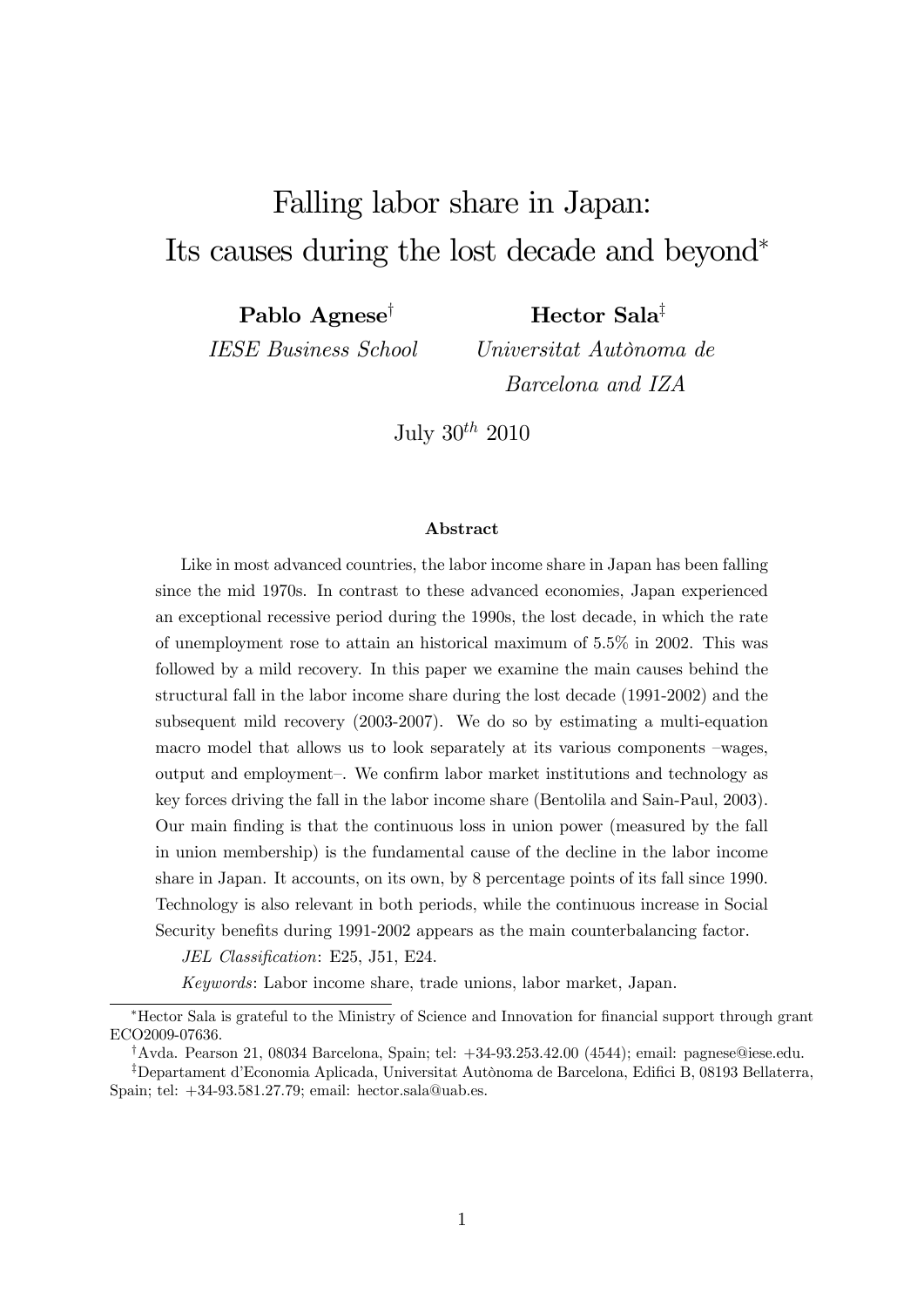# Falling labor share in Japan: Its causes during the lost decade and beyond*

**Pablo Agnese**[†]
*IESE Business School*

**Hector Sala**[‡]
*Universitat Autònoma de Barcelona and IZA*

July $30^{th}$ 2010

### Abstract

Like in most advanced countries, the labor income share in Japan has been falling since the mid 1970s. In contrast to these advanced economies, Japan experienced an exceptional recessive period during the 1990s, the lost decade, in which the rate of unemployment rose to attain an historical maximum of 5.5% in 2002. This was followed by a mild recovery. In this paper we examine the main causes behind the structural fall in the labor income share during the lost decade (1991-2002) and the subsequent mild recovery (2003-2007). We do so by estimating a multi-equation macro model that allows us to look separately at its various components –wages, output and employment–. We confirm labor market institutions and technology as key forces driving the fall in the labor income share (Bentolila and Sain-Paul, 2003). Our main finding is that the continuous loss in union power (measured by the fall in union membership) is the fundamental cause of the decline in the labor income share in Japan. It accounts, on its own, by 8 percentage points of its fall since 1990. Technology is also relevant in both periods, while the continuous increase in Social Security benefits during 1991-2002 appears as the main counterbalancing factor.

*JEL Classification*: E25, J51, E24.

*Keywords*: Labor income share, trade unions, labor market, Japan.

---

*Hector Sala is grateful to the Ministry of Science and Innovation for financial support through grant ECO2009-07636.

[†]Avda. Pearson 21, 08034 Barcelona, Spain; tel: +34-93.253.42.00 (4544); email: pagnese@iese.edu.

[‡]Departament d'Economia Aplicada, Universitat Autònoma de Barcelona, Edifici B, 08193 Bellaterra, Spain; tel: +34-93.581.27.79; email: hector.sala@uab.es.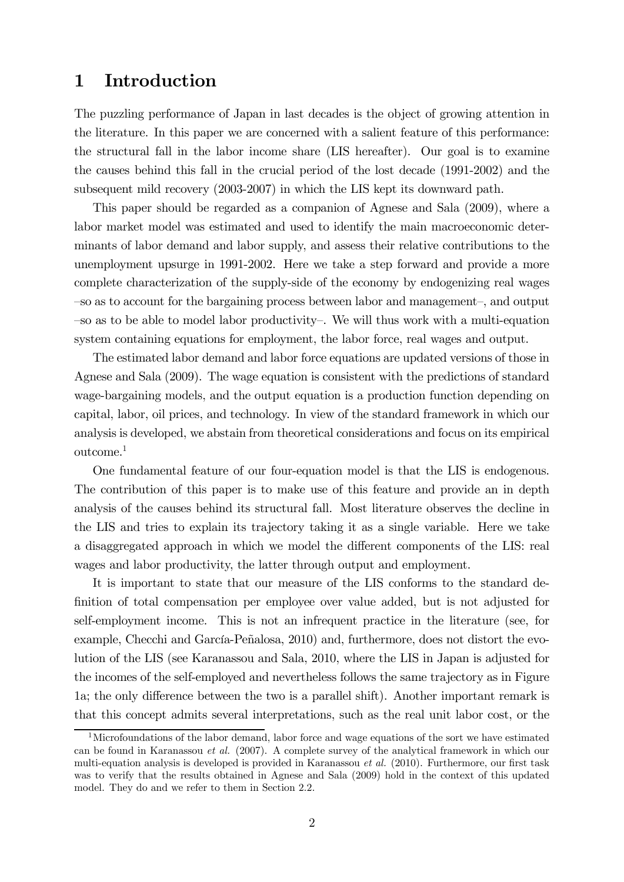# 1 Introduction

The puzzling performance of Japan in last decades is the object of growing attention in the literature. In this paper we are concerned with a salient feature of this performance: the structural fall in the labor income share (LIS hereafter). Our goal is to examine the causes behind this fall in the crucial period of the lost decade (1991-2002) and the subsequent mild recovery (2003-2007) in which the LIS kept its downward path.

This paper should be regarded as a companion of Agnese and Sala (2009), where a labor market model was estimated and used to identify the main macroeconomic determinants of labor demand and labor supply, and assess their relative contributions to the unemployment upsurge in 1991-2002. Here we take a step forward and provide a more complete characterization of the supply-side of the economy by endogenizing real wages –so as to account for the bargaining process between labor and management–, and output –so as to be able to model labor productivity–. We will thus work with a multi-equation system containing equations for employment, the labor force, real wages and output.

The estimated labor demand and labor force equations are updated versions of those in Agnese and Sala (2009). The wage equation is consistent with the predictions of standard wage-bargaining models, and the output equation is a production function depending on capital, labor, oil prices, and technology. In view of the standard framework in which our analysis is developed, we abstain from theoretical considerations and focus on its empirical outcome.[1]

One fundamental feature of our four-equation model is that the LIS is endogenous. The contribution of this paper is to make use of this feature and provide an in depth analysis of the causes behind its structural fall. Most literature observes the decline in the LIS and tries to explain its trajectory taking it as a single variable. Here we take a disaggregated approach in which we model the different components of the LIS: real wages and labor productivity, the latter through output and employment.

It is important to state that our measure of the LIS conforms to the standard definition of total compensation per employee over value added, but is not adjusted for self-employment income. This is not an infrequent practice in the literature (see, for example, Checchi and García-Peñalosa, 2010) and, furthermore, does not distort the evolution of the LIS (see Karanassou and Sala, 2010, where the LIS in Japan is adjusted for the incomes of the self-employed and nevertheless follows the same trajectory as in Figure 1a; the only difference between the two is a parallel shift). Another important remark is that this concept admits several interpretations, such as the real unit labor cost, or the

[1] Microfoundations of the labor demand, labor force and wage equations of the sort we have estimated can be found in Karanassou *et al.* (2007). A complete survey of the analytical framework in which our multi-equation analysis is developed is provided in Karanassou *et al.* (2010). Furthermore, our first task was to verify that the results obtained in Agnese and Sala (2009) hold in the context of this updated model. They do and we refer to them in Section 2.2.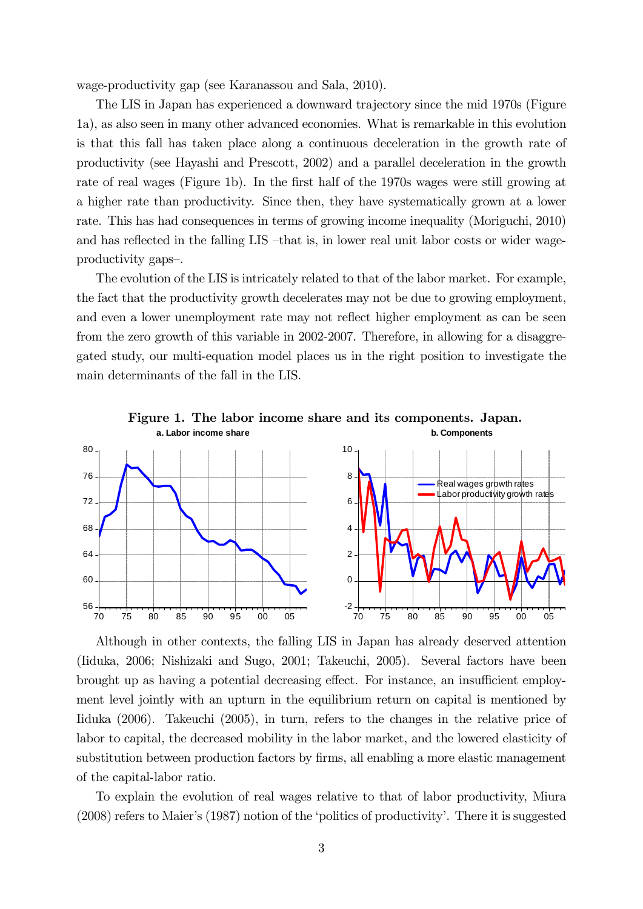wage-productivity gap (see Karanassou and Sala, 2010).

The LIS in Japan has experienced a downward trajectory since the mid 1970s (Figure 1a), as also seen in many other advanced economies. What is remarkable in this evolution is that this fall has taken place along a continuous deceleration in the growth rate of productivity (see Hayashi and Prescott, 2002) and a parallel deceleration in the growth rate of real wages (Figure 1b). In the first half of the 1970s wages were still growing at a higher rate than productivity. Since then, they have systematically grown at a lower rate. This has had consequences in terms of growing income inequality (Moriguchi, 2010) and has reflected in the falling LIS –that is, in lower real unit labor costs or wider wage-productivity gaps–.

The evolution of the LIS is intricately related to that of the labor market. For example, the fact that the productivity growth decelerates may not be due to growing employment, and even a lower unemployment rate may not reflect higher employment as can be seen from the zero growth of this variable in 2002-2007. Therefore, in allowing for a disaggregated study, our multi-equation model places us in the right position to investigate the main determinants of the fall in the LIS.

**Figure 1. The labor income share and its components. Japan.**

**a. Labor income share** | **b. Components** (Real wages growth rates; Labor productivity growth rates)

Although in other contexts, the falling LIS in Japan has already deserved attention (Iiduka, 2006; Nishizaki and Sugo, 2001; Takeuchi, 2005). Several factors have been brought up as having a potential decreasing effect. For instance, an insufficient employment level jointly with an upturn in the equilibrium return on capital is mentioned by Iiduka (2006). Takeuchi (2005), in turn, refers to the changes in the relative price of labor to capital, the decreased mobility in the labor market, and the lowered elasticity of substitution between production factors by firms, all enabling a more elastic management of the capital-labor ratio.

To explain the evolution of real wages relative to that of labor productivity, Miura (2008) refers to Maier's (1987) notion of the 'politics of productivity'. There it is suggested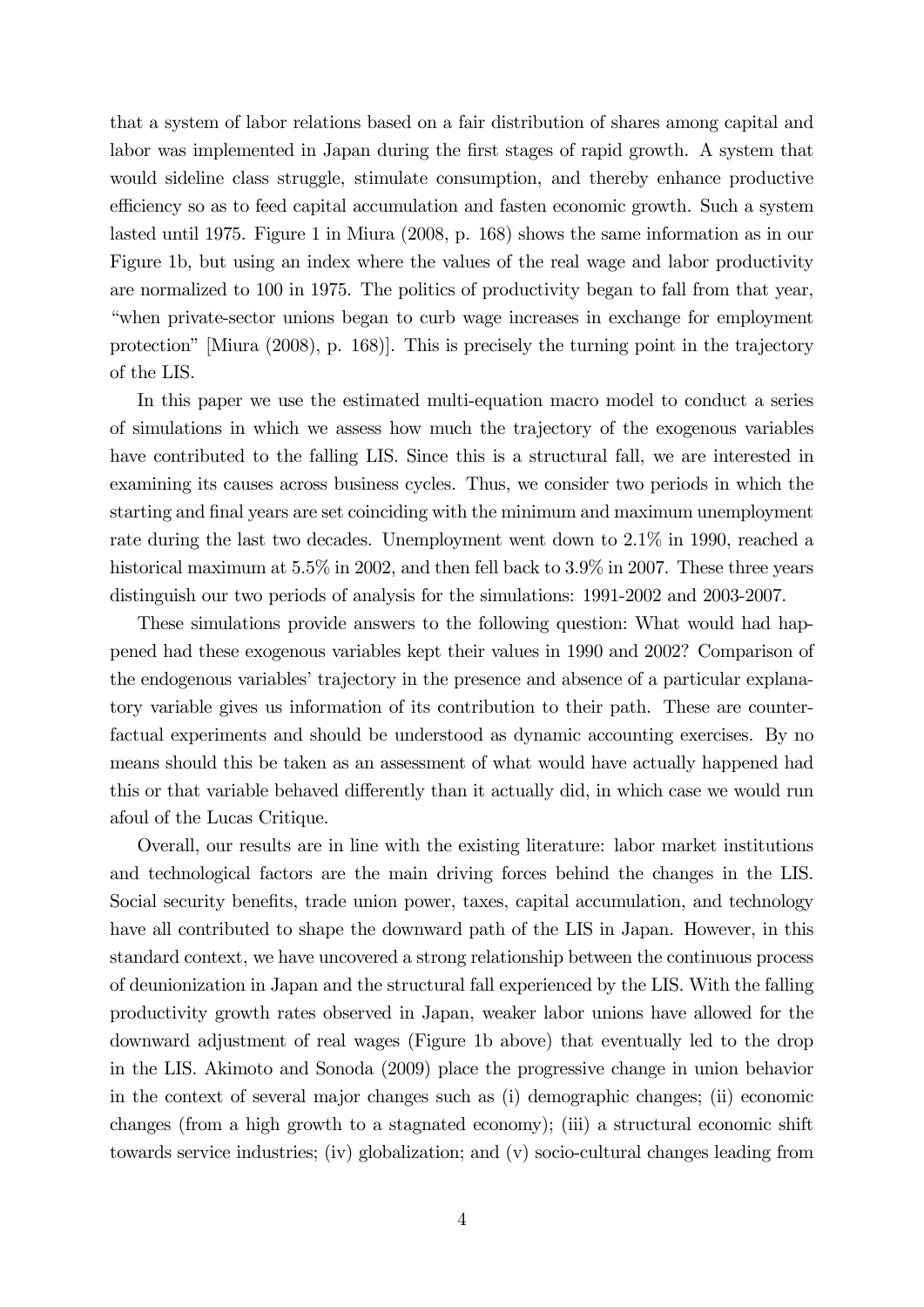that a system of labor relations based on a fair distribution of shares among capital and labor was implemented in Japan during the first stages of rapid growth. A system that would sideline class struggle, stimulate consumption, and thereby enhance productive efficiency so as to feed capital accumulation and fasten economic growth. Such a system lasted until 1975. Figure 1 in Miura (2008, p. 168) shows the same information as in our Figure 1b, but using an index where the values of the real wage and labor productivity are normalized to 100 in 1975. The politics of productivity began to fall from that year, "when private-sector unions began to curb wage increases in exchange for employment protection" [Miura (2008), p. 168)]. This is precisely the turning point in the trajectory of the LIS.

In this paper we use the estimated multi-equation macro model to conduct a series of simulations in which we assess how much the trajectory of the exogenous variables have contributed to the falling LIS. Since this is a structural fall, we are interested in examining its causes across business cycles. Thus, we consider two periods in which the starting and final years are set coinciding with the minimum and maximum unemployment rate during the last two decades. Unemployment went down to 2.1% in 1990, reached a historical maximum at 5.5% in 2002, and then fell back to 3.9% in 2007. These three years distinguish our two periods of analysis for the simulations: 1991-2002 and 2003-2007.

These simulations provide answers to the following question: What would had happened had these exogenous variables kept their values in 1990 and 2002? Comparison of the endogenous variables' trajectory in the presence and absence of a particular explanatory variable gives us information of its contribution to their path. These are counterfactual experiments and should be understood as dynamic accounting exercises. By no means should this be taken as an assessment of what would have actually happened had this or that variable behaved differently than it actually did, in which case we would run afoul of the Lucas Critique.

Overall, our results are in line with the existing literature: labor market institutions and technological factors are the main driving forces behind the changes in the LIS. Social security benefits, trade union power, taxes, capital accumulation, and technology have all contributed to shape the downward path of the LIS in Japan. However, in this standard context, we have uncovered a strong relationship between the continuous process of deunionization in Japan and the structural fall experienced by the LIS. With the falling productivity growth rates observed in Japan, weaker labor unions have allowed for the downward adjustment of real wages (Figure 1b above) that eventually led to the drop in the LIS. Akimoto and Sonoda (2009) place the progressive change in union behavior in the context of several major changes such as (i) demographic changes; (ii) economic changes (from a high growth to a stagnated economy); (iii) a structural economic shift towards service industries; (iv) globalization; and (v) socio-cultural changes leading from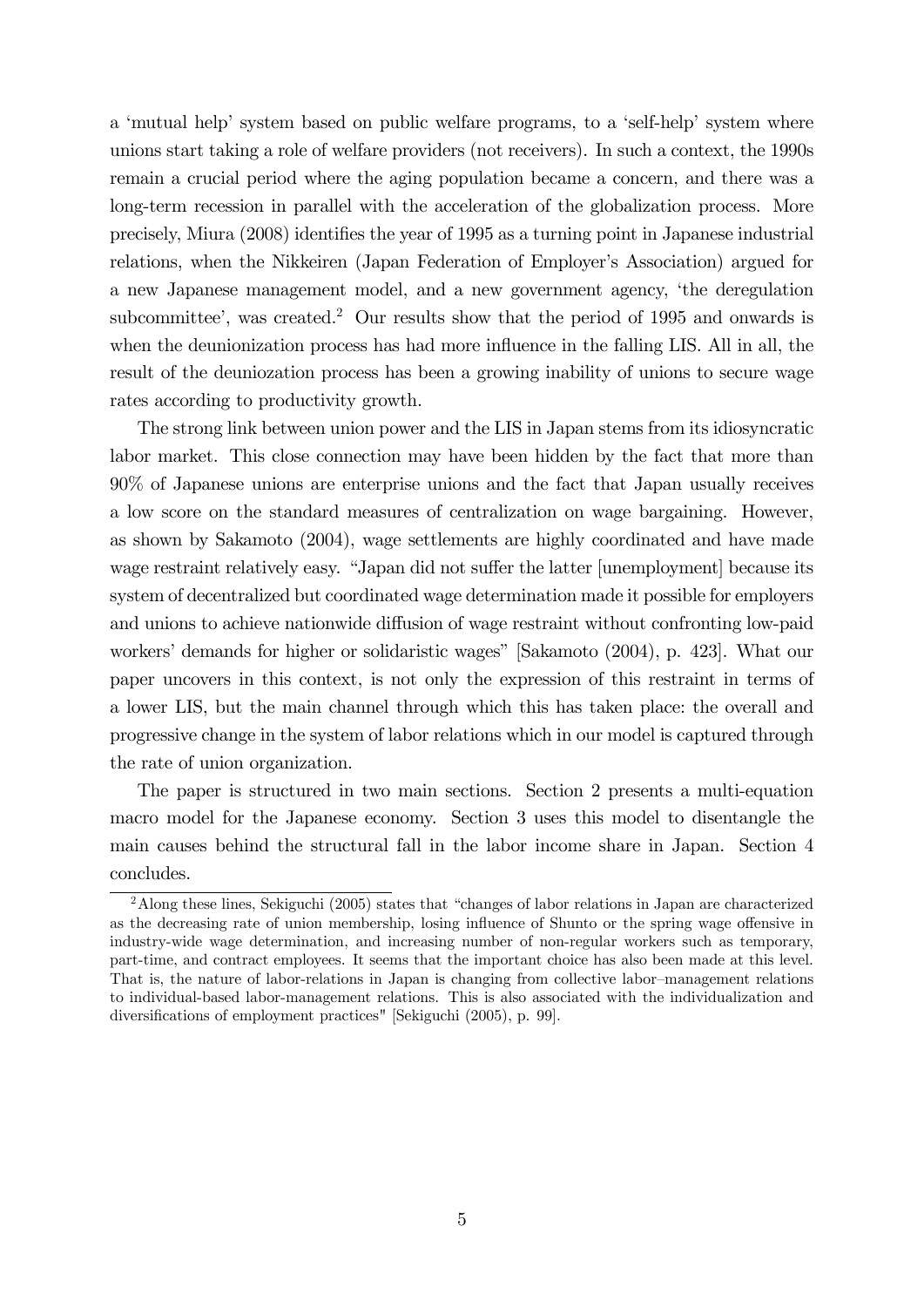a 'mutual help' system based on public welfare programs, to a 'self-help' system where unions start taking a role of welfare providers (not receivers). In such a context, the 1990s remain a crucial period where the aging population became a concern, and there was a long-term recession in parallel with the acceleration of the globalization process. More precisely, Miura (2008) identifies the year of 1995 as a turning point in Japanese industrial relations, when the Nikkeiren (Japan Federation of Employer's Association) argued for a new Japanese management model, and a new government agency, 'the deregulation subcommittee', was created.[2] Our results show that the period of 1995 and onwards is when the deunionization process has had more influence in the falling LIS. All in all, the result of the deuniozation process has been a growing inability of unions to secure wage rates according to productivity growth.

The strong link between union power and the LIS in Japan stems from its idiosyncratic labor market. This close connection may have been hidden by the fact that more than 90% of Japanese unions are enterprise unions and the fact that Japan usually receives a low score on the standard measures of centralization on wage bargaining. However, as shown by Sakamoto (2004), wage settlements are highly coordinated and have made wage restraint relatively easy. "Japan did not suffer the latter [unemployment] because its system of decentralized but coordinated wage determination made it possible for employers and unions to achieve nationwide diffusion of wage restraint without confronting low-paid workers' demands for higher or solidaristic wages" [Sakamoto (2004), p. 423]. What our paper uncovers in this context, is not only the expression of this restraint in terms of a lower LIS, but the main channel through which this has taken place: the overall and progressive change in the system of labor relations which in our model is captured through the rate of union organization.

The paper is structured in two main sections. Section 2 presents a multi-equation macro model for the Japanese economy. Section 3 uses this model to disentangle the main causes behind the structural fall in the labor income share in Japan. Section 4 concludes.

[2] Along these lines, Sekiguchi (2005) states that "changes of labor relations in Japan are characterized as the decreasing rate of union membership, losing influence of Shunto or the spring wage offensive in industry-wide wage determination, and increasing number of non-regular workers such as temporary, part-time, and contract employees. It seems that the important choice has also been made at this level. That is, the nature of labor-relations in Japan is changing from collective labor–management relations to individual-based labor-management relations. This is also associated with the individualization and diversifications of employment practices" [Sekiguchi (2005), p. 99].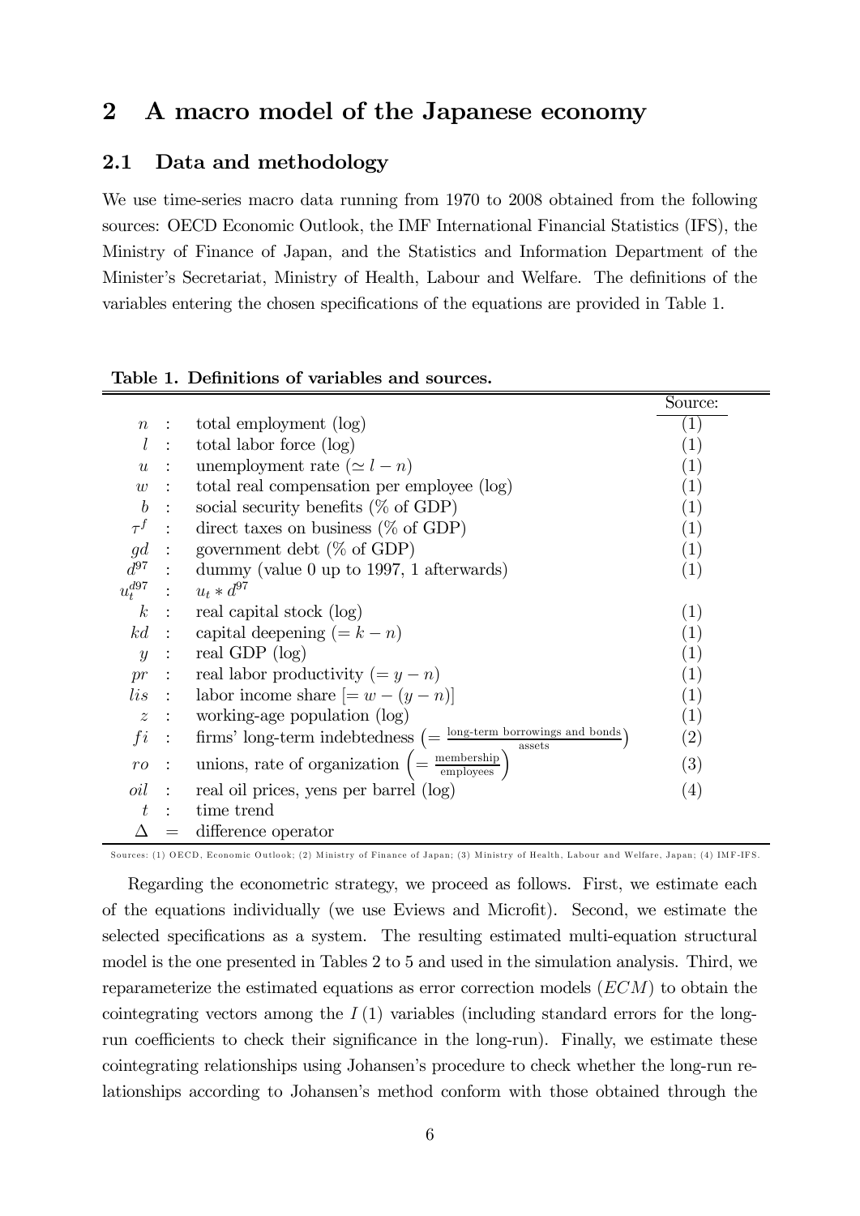## 2 A macro model of the Japanese economy

### 2.1 Data and methodology

We use time-series macro data running from 1970 to 2008 obtained from the following sources: OECD Economic Outlook, the IMF International Financial Statistics (IFS), the Ministry of Finance of Japan, and the Statistics and Information Department of the Minister's Secretariat, Ministry of Health, Labour and Welfare. The definitions of the variables entering the chosen specifications of the equations are provided in Table 1.

**Table 1. Definitions of variables and sources.**

| | | | Source: |
|---|---|---|---|
| $n$ | : | total employment (log) | (1) |
| $l$ | : | total labor force (log) | (1) |
| $u$ | : | unemployment rate ($\simeq l - n$) | (1) |
| $w$ | : | total real compensation per employee (log) | (1) |
| $b$ | : | social security benefits (% of GDP) | (1) |
| $\tau^f$ | : | direct taxes on business (% of GDP) | (1) |
| $gd$ | : | government debt (% of GDP) | (1) |
| $d^{97}$ | : | dummy (value 0 up to 1997, 1 afterwards) | (1) |
| $u_t^{d97}$ | : | $u_t * d^{97}$ | |
| $k$ | : | real capital stock (log) | (1) |
| $kd$ | : | capital deepening ($= k - n$) | (1) |
| $y$ | : | real GDP (log) | (1) |
| $pr$ | : | real labor productivity ($= y - n$) | (1) |
| $lis$ | : | labor income share [$= w - (y - n)$] | (1) |
| $z$ | : | working-age population (log) | (1) |
| $fi$ | : | firms' long-term indebtedness $\left(= \frac{\text{long-term borrowings and bonds}}{\text{assets}}\right)$ | (2) |
| $ro$ | : | unions, rate of organization $\left(= \frac{\text{membership}}{\text{employees}}\right)$ | (3) |
| $oil$ | : | real oil prices, yens per barrel (log) | (4) |
| $t$ | : | time trend | |
| $\Delta$ | = | difference operator | |

Sources: (1) OECD, Economic Outlook; (2) Ministry of Finance of Japan; (3) Ministry of Health, Labour and Welfare, Japan; (4) IMF-IFS.

Regarding the econometric strategy, we proceed as follows. First, we estimate each of the equations individually (we use Eviews and Microfit). Second, we estimate the selected specifications as a system. The resulting estimated multi-equation structural model is the one presented in Tables 2 to 5 and used in the simulation analysis. Third, we reparameterize the estimated equations as error correction models ($ECM$) to obtain the cointegrating vectors among the $I(1)$ variables (including standard errors for the long-run coefficients to check their significance in the long-run). Finally, we estimate these cointegrating relationships using Johansen's procedure to check whether the long-run relationships according to Johansen's method conform with those obtained through the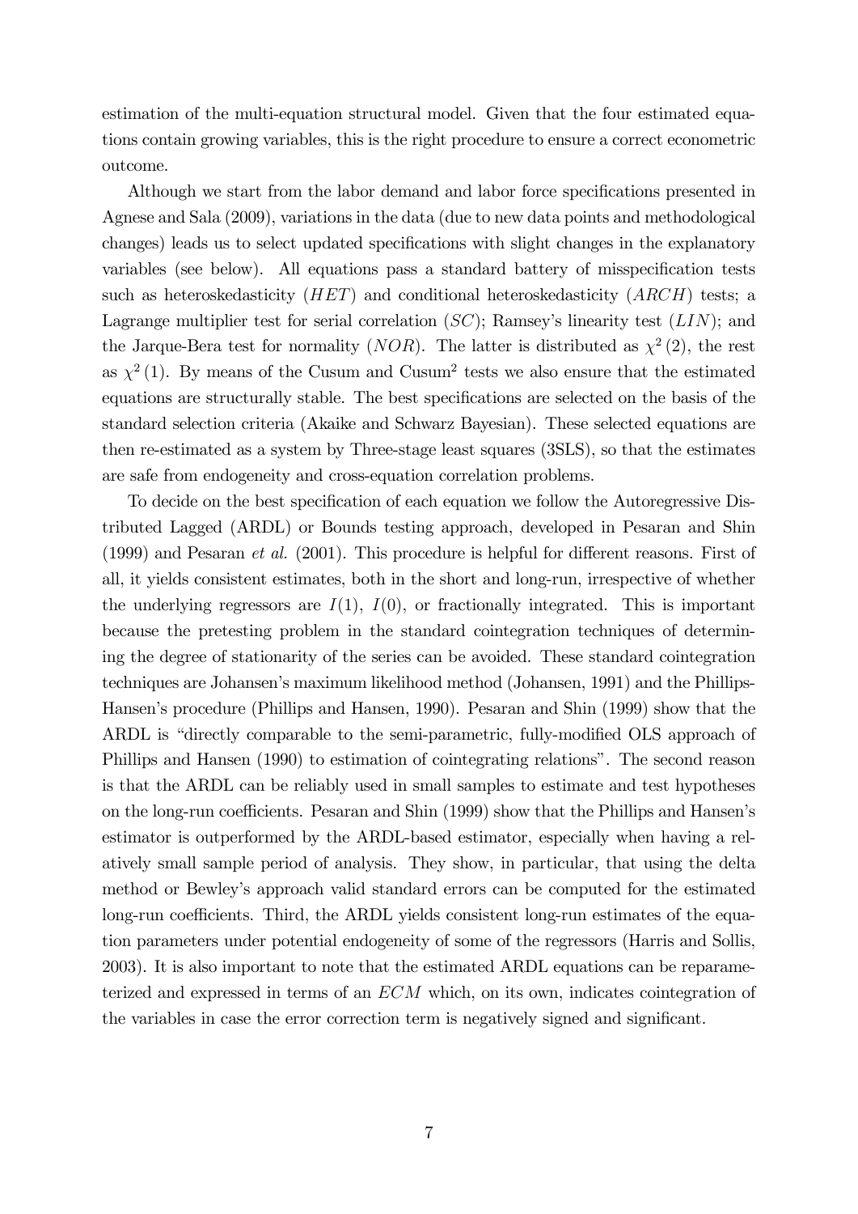estimation of the multi-equation structural model. Given that the four estimated equations contain growing variables, this is the right procedure to ensure a correct econometric outcome.

Although we start from the labor demand and labor force specifications presented in Agnese and Sala (2009), variations in the data (due to new data points and methodological changes) leads us to select updated specifications with slight changes in the explanatory variables (see below). All equations pass a standard battery of misspecification tests such as heteroskedasticity ($HET$) and conditional heteroskedasticity ($ARCH$) tests; a Lagrange multiplier test for serial correlation ($SC$); Ramsey's linearity test ($LIN$); and the Jarque-Bera test for normality ($NOR$). The latter is distributed as $\chi^2(2)$, the rest as $\chi^2(1)$. By means of the Cusum and Cusum$^2$ tests we also ensure that the estimated equations are structurally stable. The best specifications are selected on the basis of the standard selection criteria (Akaike and Schwarz Bayesian). These selected equations are then re-estimated as a system by Three-stage least squares (3SLS), so that the estimates are safe from endogeneity and cross-equation correlation problems.

To decide on the best specification of each equation we follow the Autoregressive Distributed Lagged (ARDL) or Bounds testing approach, developed in Pesaran and Shin (1999) and Pesaran *et al.* (2001). This procedure is helpful for different reasons. First of all, it yields consistent estimates, both in the short and long-run, irrespective of whether the underlying regressors are $I(1)$, $I(0)$, or fractionally integrated. This is important because the pretesting problem in the standard cointegration techniques of determining the degree of stationarity of the series can be avoided. These standard cointegration techniques are Johansen's maximum likelihood method (Johansen, 1991) and the Phillips-Hansen's procedure (Phillips and Hansen, 1990). Pesaran and Shin (1999) show that the ARDL is "directly comparable to the semi-parametric, fully-modified OLS approach of Phillips and Hansen (1990) to estimation of cointegrating relations". The second reason is that the ARDL can be reliably used in small samples to estimate and test hypotheses on the long-run coefficients. Pesaran and Shin (1999) show that the Phillips and Hansen's estimator is outperformed by the ARDL-based estimator, especially when having a relatively small sample period of analysis. They show, in particular, that using the delta method or Bewley's approach valid standard errors can be computed for the estimated long-run coefficients. Third, the ARDL yields consistent long-run estimates of the equation parameters under potential endogeneity of some of the regressors (Harris and Sollis, 2003). It is also important to note that the estimated ARDL equations can be reparameterized and expressed in terms of an $ECM$ which, on its own, indicates cointegration of the variables in case the error correction term is negatively signed and significant.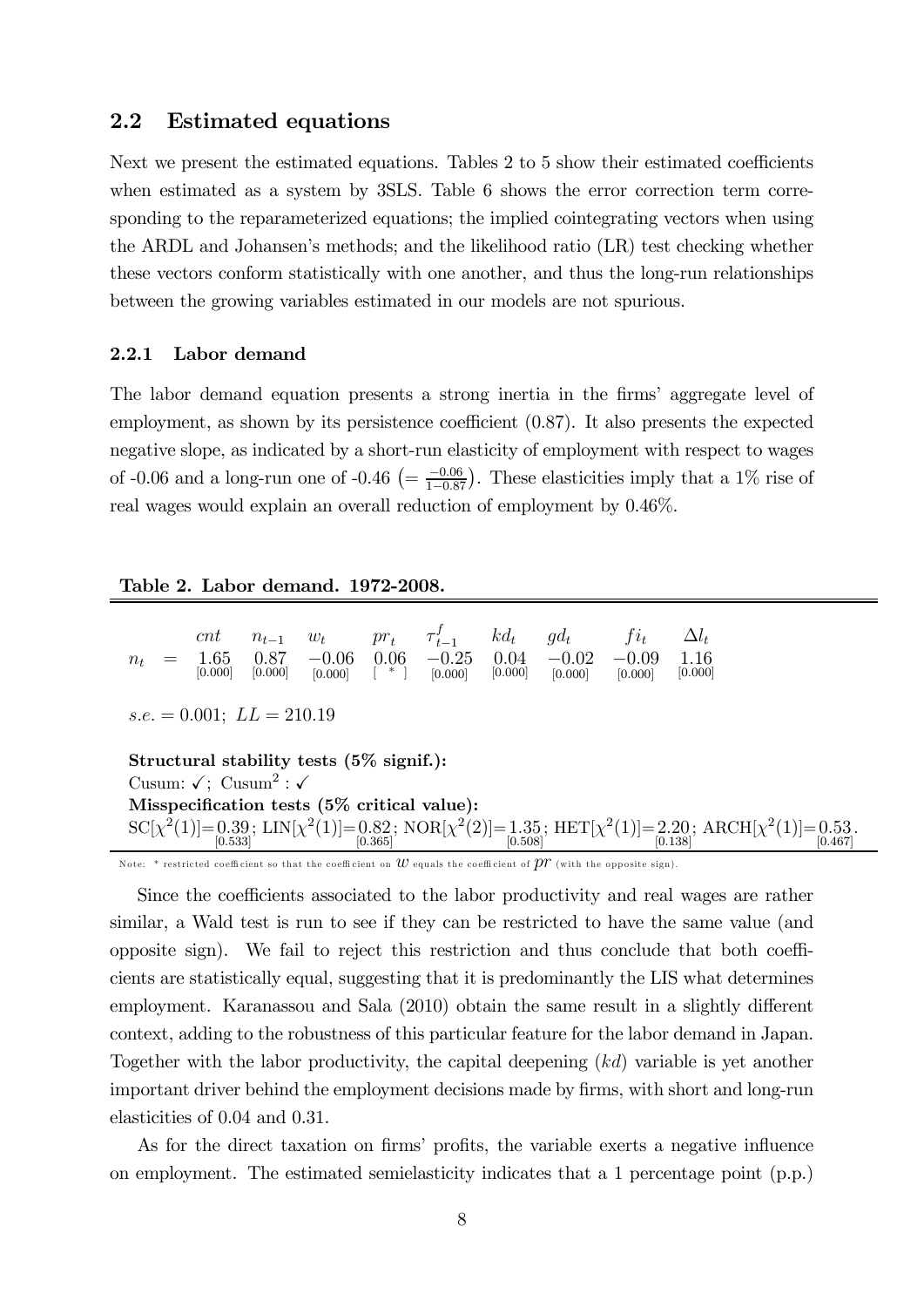## 2.2 Estimated equations

Next we present the estimated equations. Tables 2 to 5 show their estimated coefficients when estimated as a system by 3SLS. Table 6 shows the error correction term corresponding to the reparameterized equations; the implied cointegrating vectors when using the ARDL and Johansen's methods; and the likelihood ratio (LR) test checking whether these vectors conform statistically with one another, and thus the long-run relationships between the growing variables estimated in our models are not spurious.

### 2.2.1 Labor demand

The labor demand equation presents a strong inertia in the firms' aggregate level of employment, as shown by its persistence coefficient (0.87). It also presents the expected negative slope, as indicated by a short-run elasticity of employment with respect to wages of -0.06 and a long-run one of -0.46 $\left(=\frac{-0.06}{1-0.87}\right)$. These elasticities imply that a 1% rise of real wages would explain an overall reduction of employment by 0.46%.

**Table 2. Labor demand. 1972-2008.**

| | $cnt$ | $n_{t-1}$ | $w_t$ | $pr_t$ | $\tau^f_{t-1}$ | $kd_t$ | $gd_t$ | $fi_t$ | $\Delta l_t$ |
|---|---|---|---|---|---|---|---|---|---|
| $n_t =$ | 1.65 [0.000] | 0.87 [0.000] | −0.06 [0.000] | 0.06 [ * ] | −0.25 [0.000] | 0.04 [0.000] | −0.02 [0.000] | −0.09 [0.000] | 1.16 [0.000] |

$s.e. = 0.001;\ LL = 210.19$

**Structural stability tests (5% signif.):**
Cusum: ✓; Cusum$^2$ : ✓
**Misspecification tests (5% critical value):**
SC$[\chi^2(1)]=\underset{[0.533]}{0.39}$; LIN$[\chi^2(1)]=\underset{[0.365]}{0.82}$; NOR$[\chi^2(2)]=\underset{[0.508]}{1.35}$; HET$[\chi^2(1)]=\underset{[0.138]}{2.20}$; ARCH$[\chi^2(1)]=\underset{[0.467]}{0.53}$.

Note: * restricted coefficient so that the coefficient on $w$ equals the coefficient of $pr$ (with the opposite sign).

Since the coefficients associated to the labor productivity and real wages are rather similar, a Wald test is run to see if they can be restricted to have the same value (and opposite sign). We fail to reject this restriction and thus conclude that both coefficients are statistically equal, suggesting that it is predominantly the LIS what determines employment. Karanassou and Sala (2010) obtain the same result in a slightly different context, adding to the robustness of this particular feature for the labor demand in Japan. Together with the labor productivity, the capital deepening ($kd$) variable is yet another important driver behind the employment decisions made by firms, with short and long-run elasticities of 0.04 and 0.31.

As for the direct taxation on firms' profits, the variable exerts a negative influence on employment. The estimated semielasticity indicates that a 1 percentage point (p.p.)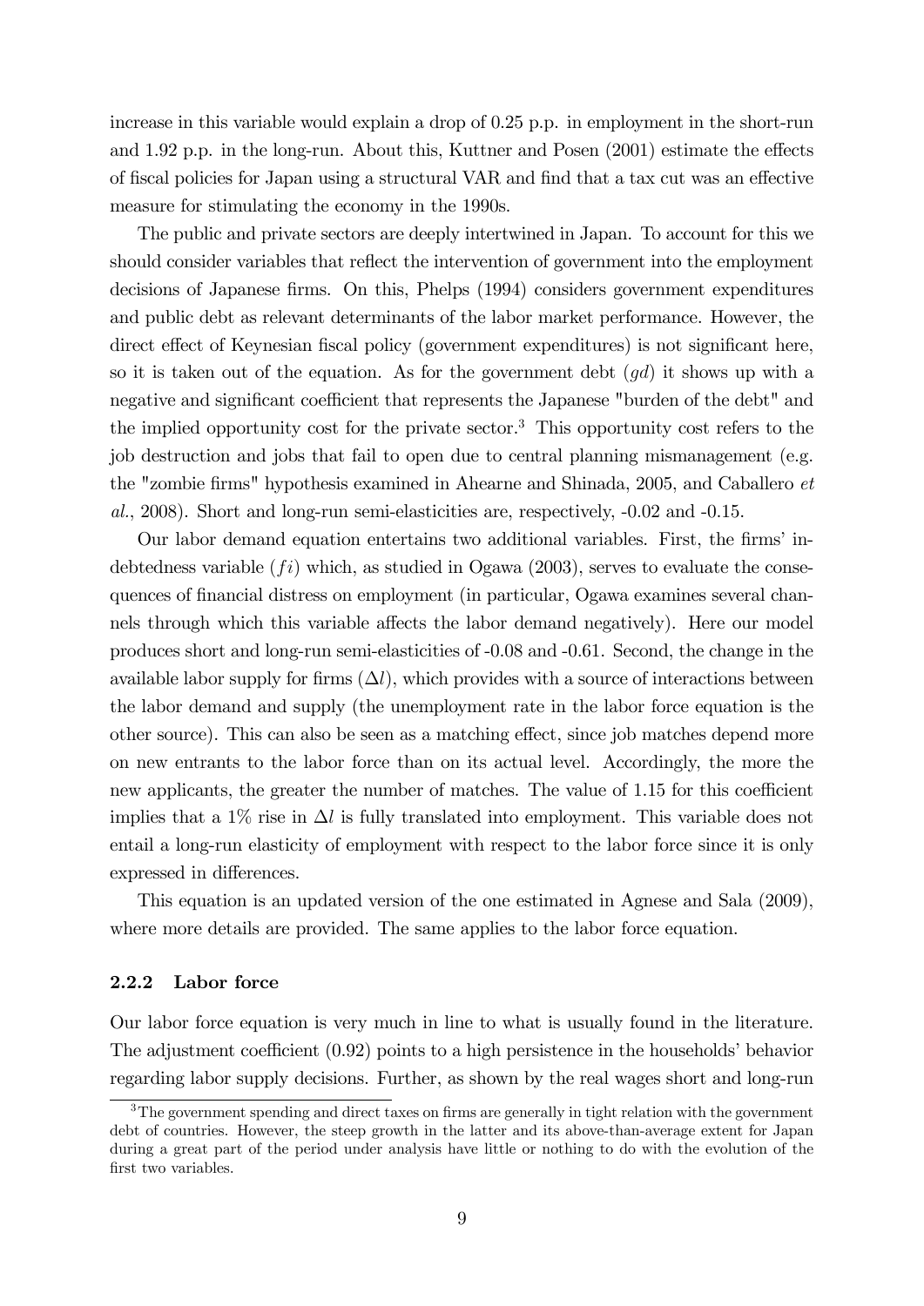increase in this variable would explain a drop of 0.25 p.p. in employment in the short-run and 1.92 p.p. in the long-run. About this, Kuttner and Posen (2001) estimate the effects of fiscal policies for Japan using a structural VAR and find that a tax cut was an effective measure for stimulating the economy in the 1990s.

The public and private sectors are deeply intertwined in Japan. To account for this we should consider variables that reflect the intervention of government into the employment decisions of Japanese firms. On this, Phelps (1994) considers government expenditures and public debt as relevant determinants of the labor market performance. However, the direct effect of Keynesian fiscal policy (government expenditures) is not significant here, so it is taken out of the equation. As for the government debt ($gd$) it shows up with a negative and significant coefficient that represents the Japanese "burden of the debt" and the implied opportunity cost for the private sector.[3] This opportunity cost refers to the job destruction and jobs that fail to open due to central planning mismanagement (e.g. the "zombie firms" hypothesis examined in Ahearne and Shinada, 2005, and Caballero *et al.*, 2008). Short and long-run semi-elasticities are, respectively, -0.02 and -0.15.

Our labor demand equation entertains two additional variables. First, the firms' indebtedness variable ($fi$) which, as studied in Ogawa (2003), serves to evaluate the consequences of financial distress on employment (in particular, Ogawa examines several channels through which this variable affects the labor demand negatively). Here our model produces short and long-run semi-elasticities of -0.08 and -0.61. Second, the change in the available labor supply for firms ($\Delta l$), which provides with a source of interactions between the labor demand and supply (the unemployment rate in the labor force equation is the other source). This can also be seen as a matching effect, since job matches depend more on new entrants to the labor force than on its actual level. Accordingly, the more the new applicants, the greater the number of matches. The value of 1.15 for this coefficient implies that a 1% rise in $\Delta l$ is fully translated into employment. This variable does not entail a long-run elasticity of employment with respect to the labor force since it is only expressed in differences.

This equation is an updated version of the one estimated in Agnese and Sala (2009), where more details are provided. The same applies to the labor force equation.

### 2.2.2 Labor force

Our labor force equation is very much in line to what is usually found in the literature. The adjustment coefficient (0.92) points to a high persistence in the households' behavior regarding labor supply decisions. Further, as shown by the real wages short and long-run

[3] The government spending and direct taxes on firms are generally in tight relation with the government debt of countries. However, the steep growth in the latter and its above-than-average extent for Japan during a great part of the period under analysis have little or nothing to do with the evolution of the first two variables.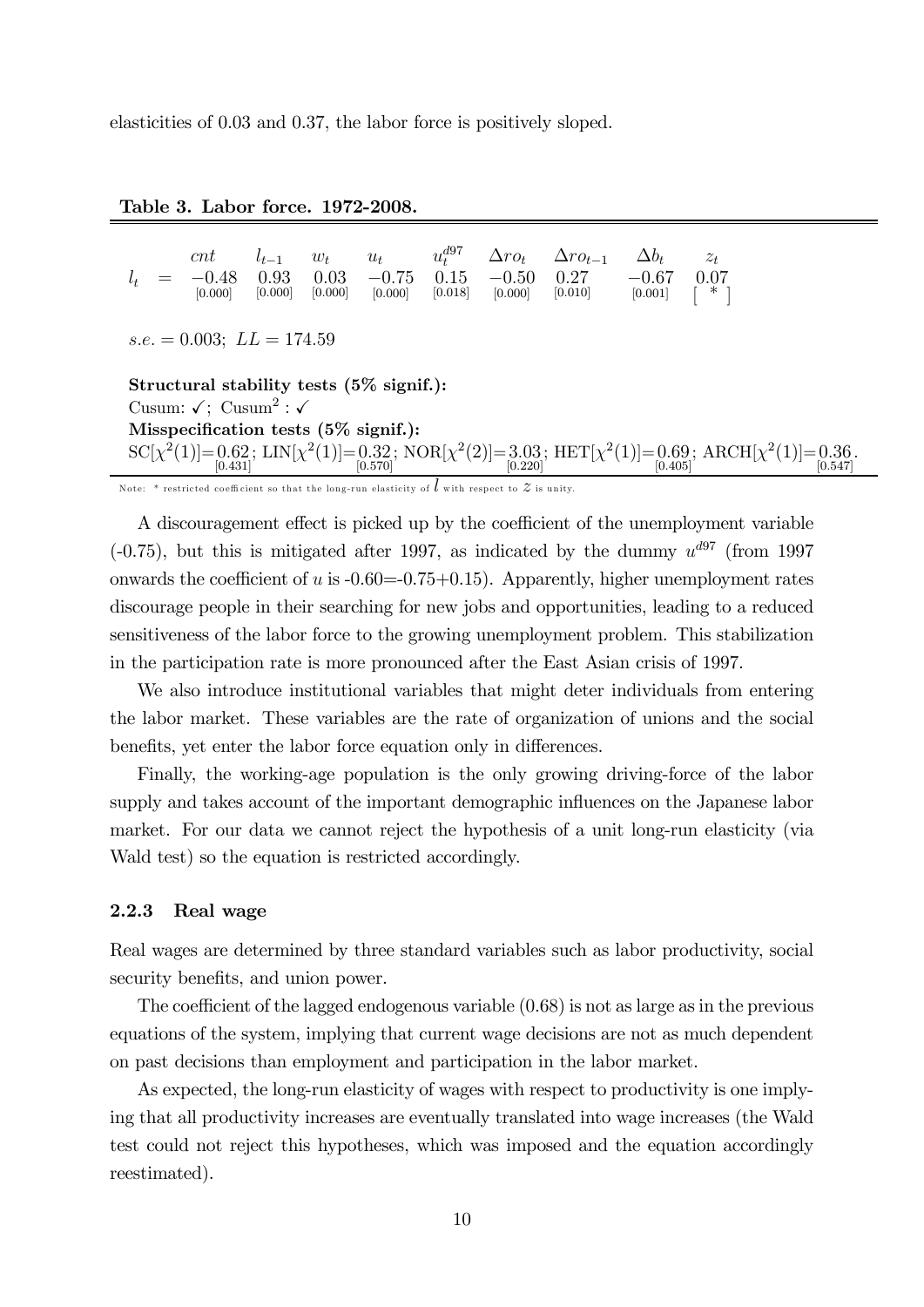elasticities of 0.03 and 0.37, the labor force is positively sloped.

**Table 3. Labor force. 1972-2008.**

| | | $cnt$ | $l_{t-1}$ | $w_t$ | $u_t$ | $u_t^{d97}$ | $\Delta ro_t$ | $\Delta ro_{t-1}$ | $\Delta b_t$ | $z_t$ |
|---|---|---|---|---|---|---|---|---|---|---|
| $l_t$ | = | $-0.48$ [0.000] | 0.93 [0.000] | 0.03 [0.000] | $-0.75$ [0.000] | 0.15 [0.018] | $-0.50$ [0.000] | 0.27 [0.010] | $-0.67$ [0.001] | 0.07 [ * ] |

$s.e. = 0.003$; $LL = 174.59$

**Structural stability tests (5% signif.):**
Cusum: ✓; Cusum$^2$ : ✓
**Misspecification tests (5% signif.):**
SC[$\chi^2(1)$]=0.62 [0.431]; LIN[$\chi^2(1)$]=0.32 [0.570]; NOR[$\chi^2(2)$]=3.03 [0.220]; HET[$\chi^2(1)$]=0.69 [0.405]; ARCH[$\chi^2(1)$]=0.36 [0.547].

Note: * restricted coefficient so that the long-run elasticity of $l$ with respect to $z$ is unity.

A discouragement effect is picked up by the coefficient of the unemployment variable (-0.75), but this is mitigated after 1997, as indicated by the dummy $u^{d97}$ (from 1997 onwards the coefficient of $u$ is -0.60=-0.75+0.15). Apparently, higher unemployment rates discourage people in their searching for new jobs and opportunities, leading to a reduced sensitiveness of the labor force to the growing unemployment problem. This stabilization in the participation rate is more pronounced after the East Asian crisis of 1997.

We also introduce institutional variables that might deter individuals from entering the labor market. These variables are the rate of organization of unions and the social benefits, yet enter the labor force equation only in differences.

Finally, the working-age population is the only growing driving-force of the labor supply and takes account of the important demographic influences on the Japanese labor market. For our data we cannot reject the hypothesis of a unit long-run elasticity (via Wald test) so the equation is restricted accordingly.

### 2.2.3 Real wage

Real wages are determined by three standard variables such as labor productivity, social security benefits, and union power.

The coefficient of the lagged endogenous variable (0.68) is not as large as in the previous equations of the system, implying that current wage decisions are not as much dependent on past decisions than employment and participation in the labor market.

As expected, the long-run elasticity of wages with respect to productivity is one implying that all productivity increases are eventually translated into wage increases (the Wald test could not reject this hypotheses, which was imposed and the equation accordingly reestimated).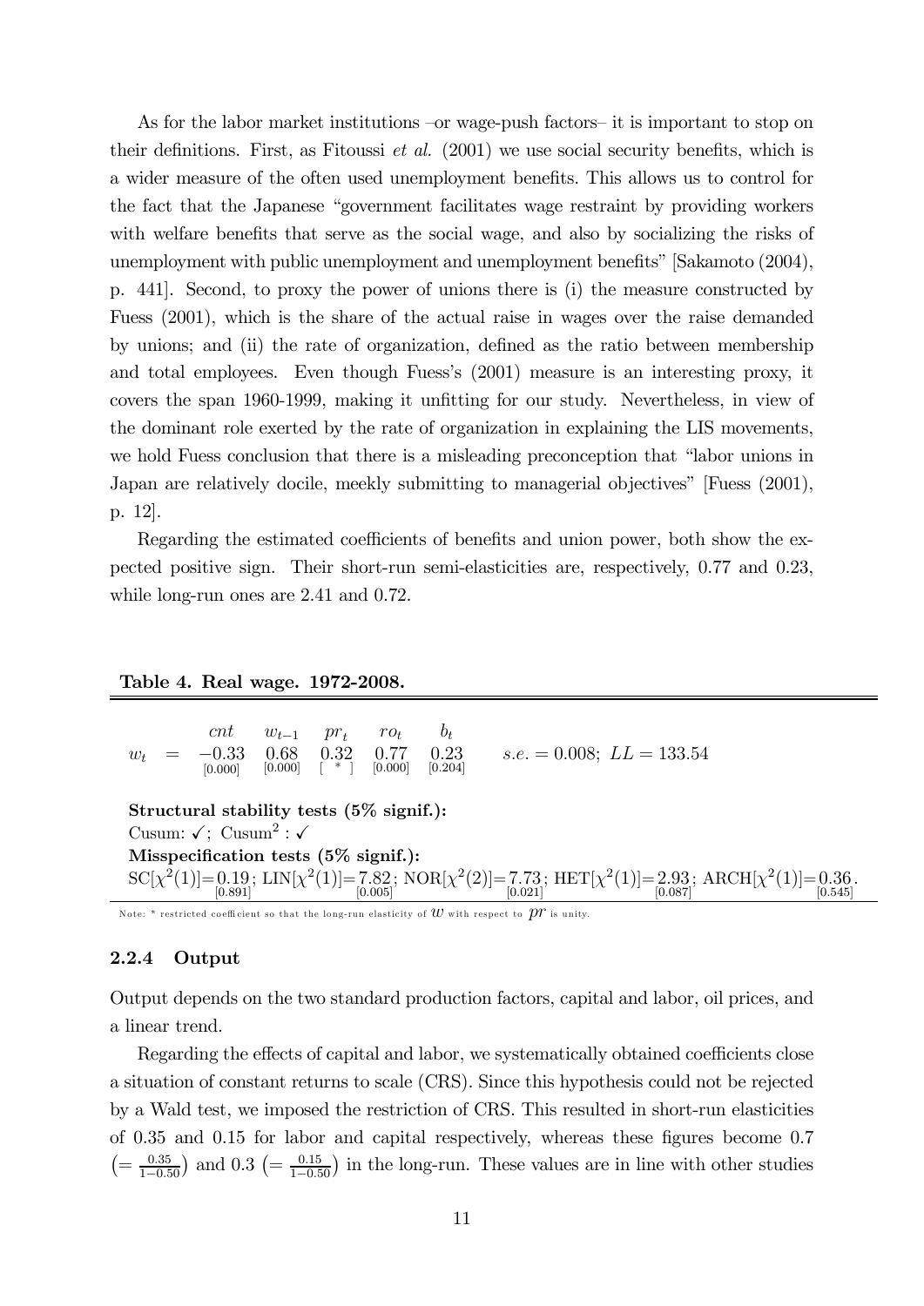As for the labor market institutions –or wage-push factors– it is important to stop on their definitions. First, as Fitoussi *et al.* (2001) we use social security benefits, which is a wider measure of the often used unemployment benefits. This allows us to control for the fact that the Japanese "government facilitates wage restraint by providing workers with welfare benefits that serve as the social wage, and also by socializing the risks of unemployment with public unemployment and unemployment benefits" [Sakamoto (2004), p. 441]. Second, to proxy the power of unions there is (i) the measure constructed by Fuess (2001), which is the share of the actual raise in wages over the raise demanded by unions; and (ii) the rate of organization, defined as the ratio between membership and total employees. Even though Fuess's (2001) measure is an interesting proxy, it covers the span 1960-1999, making it unfitting for our study. Nevertheless, in view of the dominant role exerted by the rate of organization in explaining the LIS movements, we hold Fuess conclusion that there is a misleading preconception that "labor unions in Japan are relatively docile, meekly submitting to managerial objectives" [Fuess (2001), p. 12].

Regarding the estimated coefficients of benefits and union power, both show the expected positive sign. Their short-run semi-elasticities are, respectively, 0.77 and 0.23, while long-run ones are 2.41 and 0.72.

**Table 4. Real wage. 1972-2008.**

$$w_t = \underset{[0.000]}{\overset{cnt}{-0.33}} \quad \underset{[0.000]}{\overset{w_{t-1}}{0.68}} \quad \underset{[\ *\ ]}{\overset{pr_t}{0.32}} \quad \underset{[0.000]}{\overset{ro_t}{0.77}} \quad \underset{[0.204]}{\overset{b_t}{0.23}} \qquad s.e. = 0.008;\ LL = 133.54$$

**Structural stability tests (5% signif.):**
Cusum: ✓; Cusum$^2$ : ✓
**Misspecification tests (5% signif.):**
$\text{SC}[\chi^2(1)] = \underset{[0.891]}{0.19}$; $\text{LIN}[\chi^2(1)] = \underset{[0.005]}{7.82}$; $\text{NOR}[\chi^2(2)] = \underset{[0.021]}{7.73}$; $\text{HET}[\chi^2(1)] = \underset{[0.087]}{2.93}$; $\text{ARCH}[\chi^2(1)] = \underset{[0.545]}{0.36}$.

Note: * restricted coefficient so that the long-run elasticity of $w$ with respect to $pr$ is unity.

### 2.2.4 Output

Output depends on the two standard production factors, capital and labor, oil prices, and a linear trend.

Regarding the effects of capital and labor, we systematically obtained coefficients close a situation of constant returns to scale (CRS). Since this hypothesis could not be rejected by a Wald test, we imposed the restriction of CRS. This resulted in short-run elasticities of 0.35 and 0.15 for labor and capital respectively, whereas these figures become 0.7 $\left(= \frac{0.35}{1-0.50}\right)$ and 0.3 $\left(= \frac{0.15}{1-0.50}\right)$ in the long-run. These values are in line with other studies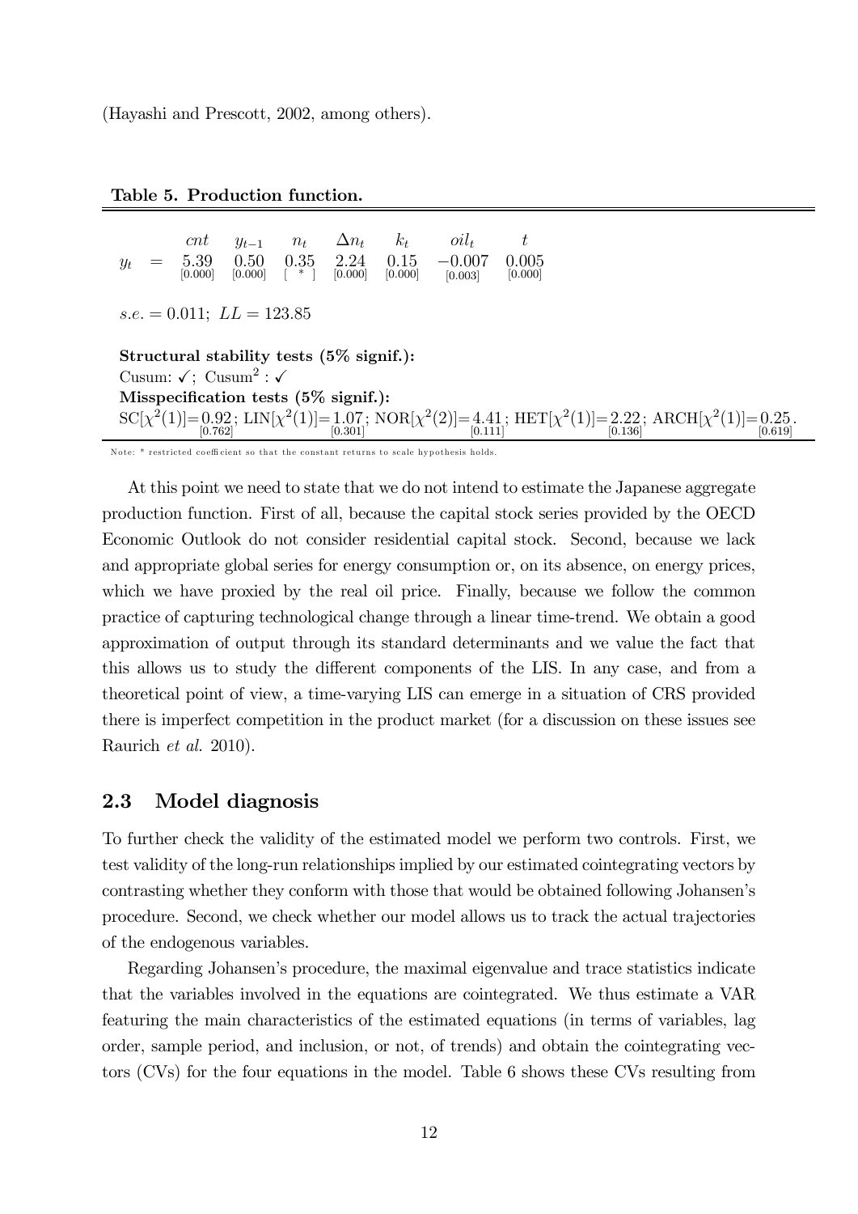(Hayashi and Prescott, 2002, among others).

**Table 5. Production function.**

| | | $cnt$ | $y_{t-1}$ | $n_t$ | $\Delta n_t$ | $k_t$ | $oil_t$ | $t$ |
|---|---|---|---|---|---|---|---|---|
| $y_t$ | = | 5.39 [0.000] | 0.50 [0.000] | 0.35 [ * ] | 2.24 [0.000] | 0.15 [0.000] | −0.007 [0.003] | 0.005 [0.000] |

$s.e. = 0.011$; $LL = 123.85$

**Structural stability tests (5% signif.):**
Cusum: ✓; Cusum$^2$ : ✓
**Misspecification tests (5% signif.):**
SC$[\chi^2(1)]=\underset{[0.762]}{0.92}$; LIN$[\chi^2(1)]=\underset{[0.301]}{1.07}$; NOR$[\chi^2(2)]=\underset{[0.111]}{4.41}$; HET$[\chi^2(1)]=\underset{[0.136]}{2.22}$; ARCH$[\chi^2(1)]=\underset{[0.619]}{0.25}$.

Note: * restricted coefficient so that the constant returns to scale hypothesis holds.

At this point we need to state that we do not intend to estimate the Japanese aggregate production function. First of all, because the capital stock series provided by the OECD Economic Outlook do not consider residential capital stock. Second, because we lack and appropriate global series for energy consumption or, on its absence, on energy prices, which we have proxied by the real oil price. Finally, because we follow the common practice of capturing technological change through a linear time-trend. We obtain a good approximation of output through its standard determinants and we value the fact that this allows us to study the different components of the LIS. In any case, and from a theoretical point of view, a time-varying LIS can emerge in a situation of CRS provided there is imperfect competition in the product market (for a discussion on these issues see Raurich *et al.* 2010).

## 2.3 Model diagnosis

To further check the validity of the estimated model we perform two controls. First, we test validity of the long-run relationships implied by our estimated cointegrating vectors by contrasting whether they conform with those that would be obtained following Johansen's procedure. Second, we check whether our model allows us to track the actual trajectories of the endogenous variables.

Regarding Johansen's procedure, the maximal eigenvalue and trace statistics indicate that the variables involved in the equations are cointegrated. We thus estimate a VAR featuring the main characteristics of the estimated equations (in terms of variables, lag order, sample period, and inclusion, or not, of trends) and obtain the cointegrating vectors (CVs) for the four equations in the model. Table 6 shows these CVs resulting from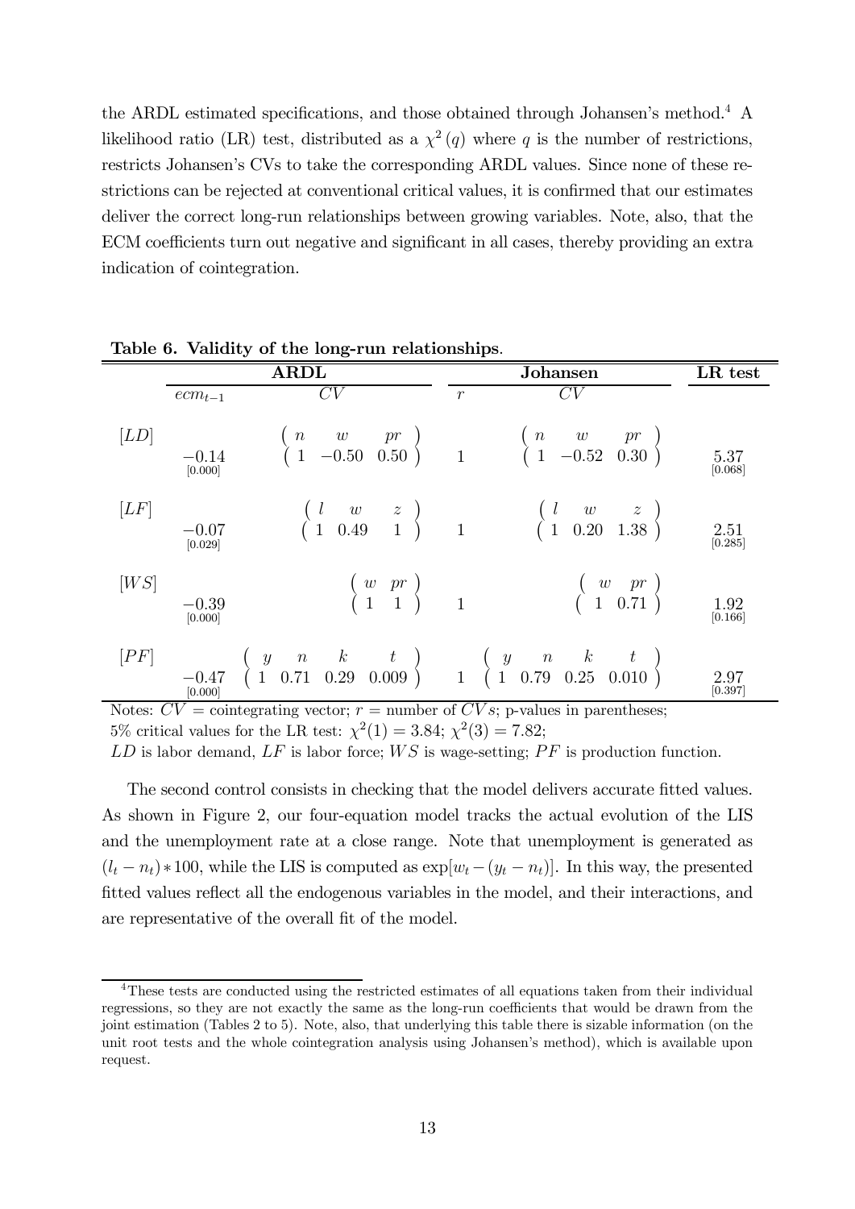the ARDL estimated specifications, and those obtained through Johansen's method.[4] A likelihood ratio (LR) test, distributed as a $\chi^2(q)$ where $q$ is the number of restrictions, restricts Johansen's CVs to take the corresponding ARDL values. Since none of these restrictions can be rejected at conventional critical values, it is confirmed that our estimates deliver the correct long-run relationships between growing variables. Note, also, that the ECM coefficients turn out negative and significant in all cases, thereby providing an extra indication of cointegration.

**Table 6. Validity of the long-run relationships.**

| | ARDL | | Johansen | | LR test |
|---|---|---|---|---|---|
| | $ecm_{t-1}$ | $CV$ | $r$ | $CV$ | |
| $[LD]$ | $-0.14$ [0.000] | $\begin{pmatrix} n & w & pr \\ 1 & -0.50 & 0.50 \end{pmatrix}$ | 1 | $\begin{pmatrix} n & w & pr \\ 1 & -0.52 & 0.30 \end{pmatrix}$ | 5.37 [0.068] |
| $[LF]$ | $-0.07$ [0.029] | $\begin{pmatrix} l & w & z \\ 1 & 0.49 & 1 \end{pmatrix}$ | 1 | $\begin{pmatrix} l & w & z \\ 1 & 0.20 & 1.38 \end{pmatrix}$ | 2.51 [0.285] |
| $[WS]$ | $-0.39$ [0.000] | $\begin{pmatrix} w & pr \\ 1 & 1 \end{pmatrix}$ | 1 | $\begin{pmatrix} w & pr \\ 1 & 0.71 \end{pmatrix}$ | 1.92 [0.166] |
| $[PF]$ | $-0.47$ [0.000] | $\begin{pmatrix} y & n & k & t \\ 1 & 0.71 & 0.29 & 0.009 \end{pmatrix}$ | 1 | $\begin{pmatrix} y & n & k & t \\ 1 & 0.79 & 0.25 & 0.010 \end{pmatrix}$ | 2.97 [0.397] |

Notes: $CV$ = cointegrating vector; $r$ = number of $CVs$; p-values in parentheses;
5% critical values for the LR test: $\chi^2(1) = 3.84$; $\chi^2(3) = 7.82$;
$LD$ is labor demand, $LF$ is labor force; $WS$ is wage-setting; $PF$ is production function.

The second control consists in checking that the model delivers accurate fitted values. As shown in Figure 2, our four-equation model tracks the actual evolution of the LIS and the unemployment rate at a close range. Note that unemployment is generated as $(l_t - n_t) * 100$, while the LIS is computed as $\exp[w_t - (y_t - n_t)]$. In this way, the presented fitted values reflect all the endogenous variables in the model, and their interactions, and are representative of the overall fit of the model.

[4] These tests are conducted using the restricted estimates of all equations taken from their individual regressions, so they are not exactly the same as the long-run coefficients that would be drawn from the joint estimation (Tables 2 to 5). Note, also, that underlying this table there is sizable information (on the unit root tests and the whole cointegration analysis using Johansen's method), which is available upon request.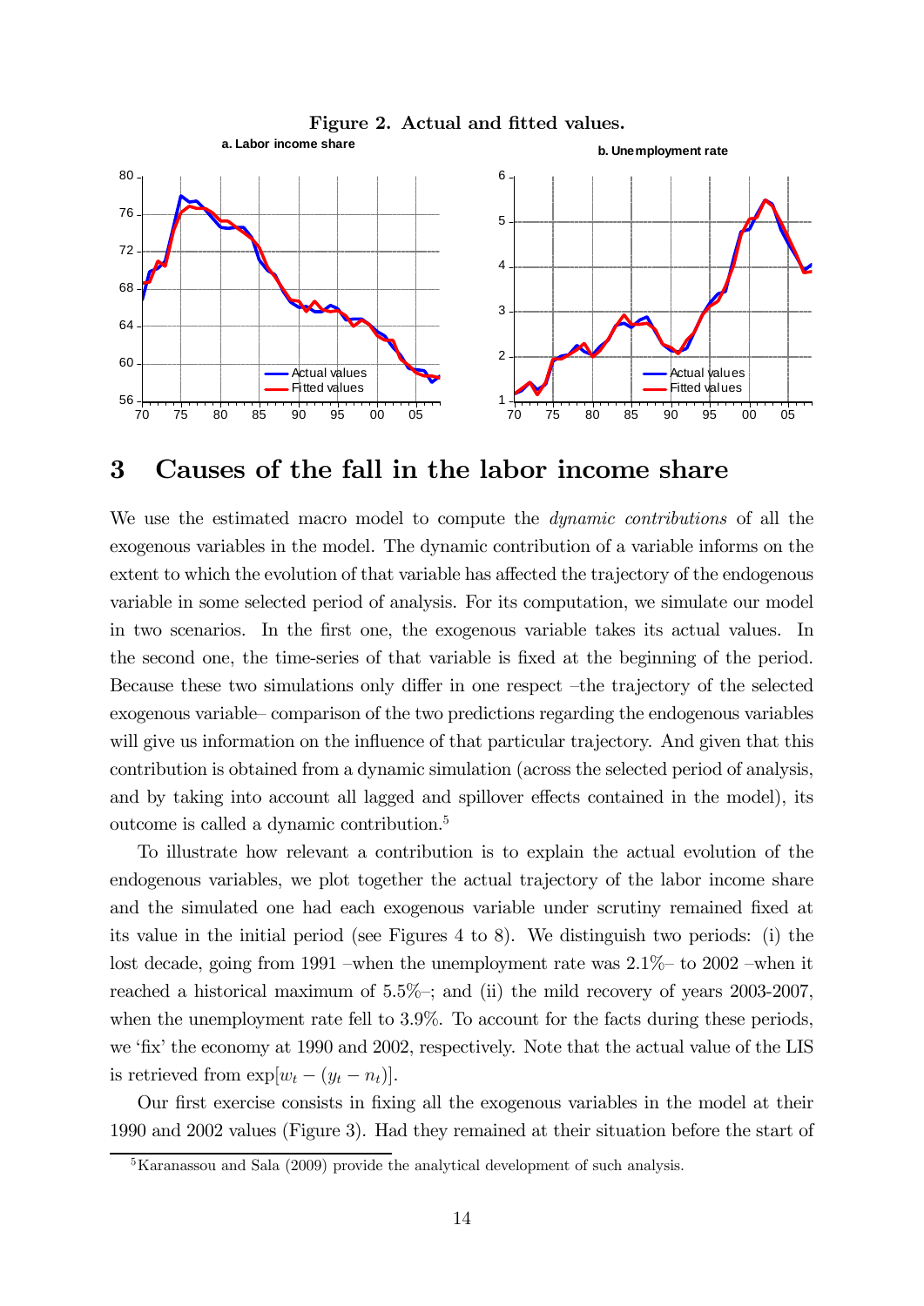**Figure 2. Actual and fitted values.**

a. Labor income share

b. Unemployment rate

## 3 Causes of the fall in the labor income share

We use the estimated macro model to compute the *dynamic contributions* of all the exogenous variables in the model. The dynamic contribution of a variable informs on the extent to which the evolution of that variable has affected the trajectory of the endogenous variable in some selected period of analysis. For its computation, we simulate our model in two scenarios. In the first one, the exogenous variable takes its actual values. In the second one, the time-series of that variable is fixed at the beginning of the period. Because these two simulations only differ in one respect –the trajectory of the selected exogenous variable– comparison of the two predictions regarding the endogenous variables will give us information on the influence of that particular trajectory. And given that this contribution is obtained from a dynamic simulation (across the selected period of analysis, and by taking into account all lagged and spillover effects contained in the model), its outcome is called a dynamic contribution.[5]

To illustrate how relevant a contribution is to explain the actual evolution of the endogenous variables, we plot together the actual trajectory of the labor income share and the simulated one had each exogenous variable under scrutiny remained fixed at its value in the initial period (see Figures 4 to 8). We distinguish two periods: (i) the lost decade, going from 1991 –when the unemployment rate was 2.1%– to 2002 –when it reached a historical maximum of 5.5%–; and (ii) the mild recovery of years 2003-2007, when the unemployment rate fell to 3.9%. To account for the facts during these periods, we 'fix' the economy at 1990 and 2002, respectively. Note that the actual value of the LIS is retrieved from $\exp[w_t - (y_t - n_t)]$.

Our first exercise consists in fixing all the exogenous variables in the model at their 1990 and 2002 values (Figure 3). Had they remained at their situation before the start of

[5] Karanassou and Sala (2009) provide the analytical development of such analysis.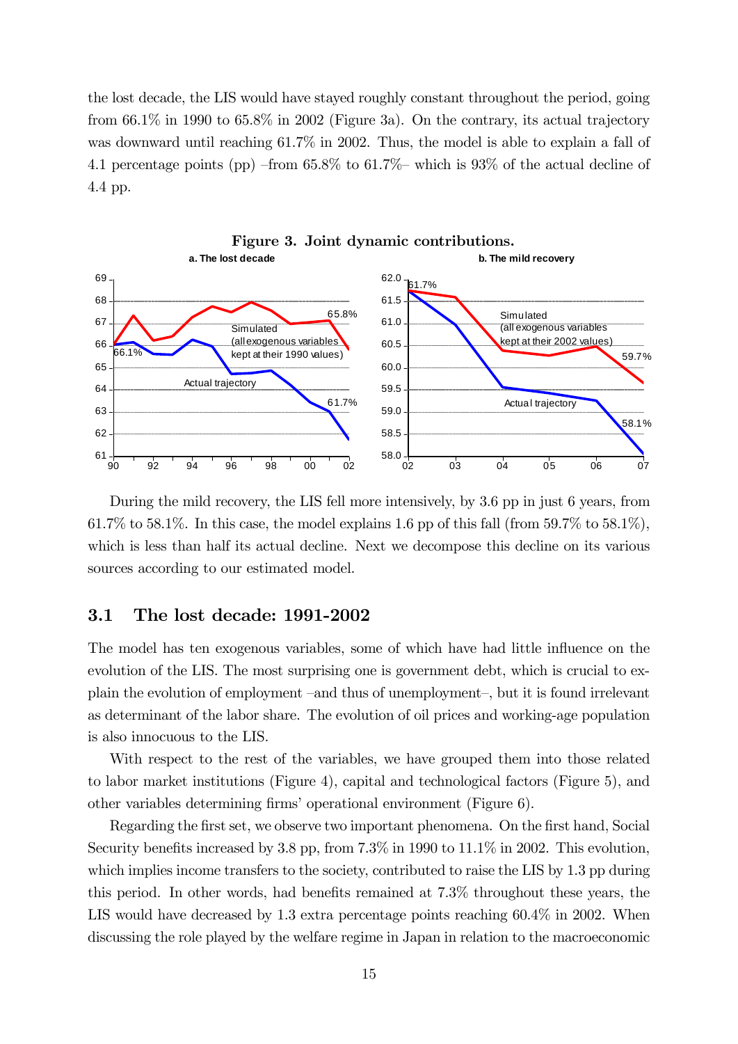the lost decade, the LIS would have stayed roughly constant throughout the period, going from 66.1% in 1990 to 65.8% in 2002 (Figure 3a). On the contrary, its actual trajectory was downward until reaching 61.7% in 2002. Thus, the model is able to explain a fall of 4.1 percentage points (pp) –from 65.8% to 61.7%– which is 93% of the actual decline of 4.4 pp.

**Figure 3. Joint dynamic contributions.**

During the mild recovery, the LIS fell more intensively, by 3.6 pp in just 6 years, from 61.7% to 58.1%. In this case, the model explains 1.6 pp of this fall (from 59.7% to 58.1%), which is less than half its actual decline. Next we decompose this decline on its various sources according to our estimated model.

## 3.1 The lost decade: 1991-2002

The model has ten exogenous variables, some of which have had little influence on the evolution of the LIS. The most surprising one is government debt, which is crucial to explain the evolution of employment –and thus of unemployment–, but it is found irrelevant as determinant of the labor share. The evolution of oil prices and working-age population is also innocuous to the LIS.

With respect to the rest of the variables, we have grouped them into those related to labor market institutions (Figure 4), capital and technological factors (Figure 5), and other variables determining firms' operational environment (Figure 6).

Regarding the first set, we observe two important phenomena. On the first hand, Social Security benefits increased by 3.8 pp, from 7.3% in 1990 to 11.1% in 2002. This evolution, which implies income transfers to the society, contributed to raise the LIS by 1.3 pp during this period. In other words, had benefits remained at 7.3% throughout these years, the LIS would have decreased by 1.3 extra percentage points reaching 60.4% in 2002. When discussing the role played by the welfare regime in Japan in relation to the macroeconomic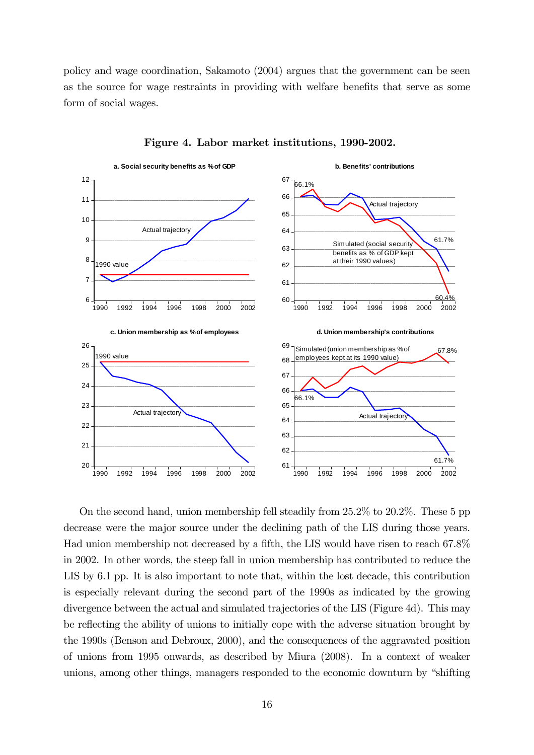policy and wage coordination, Sakamoto (2004) argues that the government can be seen as the source for wage restraints in providing with welfare benefits that serve as some form of social wages.

**Figure 4. Labor market institutions, 1990-2002.**

On the second hand, union membership fell steadily from 25.2% to 20.2%. These 5 pp decrease were the major source under the declining path of the LIS during those years. Had union membership not decreased by a fifth, the LIS would have risen to reach 67.8% in 2002. In other words, the steep fall in union membership has contributed to reduce the LIS by 6.1 pp. It is also important to note that, within the lost decade, this contribution is especially relevant during the second part of the 1990s as indicated by the growing divergence between the actual and simulated trajectories of the LIS (Figure 4d). This may be reflecting the ability of unions to initially cope with the adverse situation brought by the 1990s (Benson and Debroux, 2000), and the consequences of the aggravated position of unions from 1995 onwards, as described by Miura (2008). In a context of weaker unions, among other things, managers responded to the economic downturn by "shifting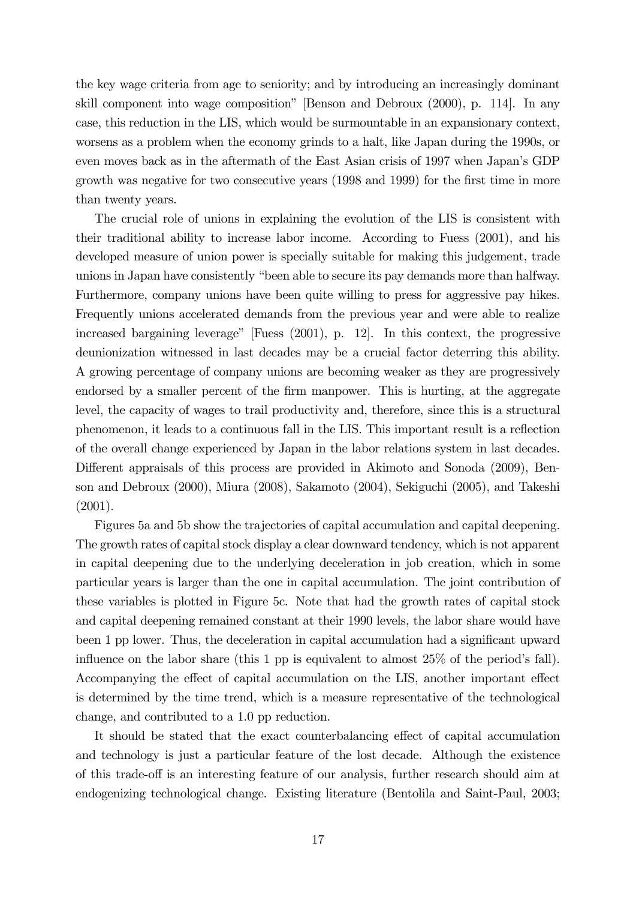the key wage criteria from age to seniority; and by introducing an increasingly dominant skill component into wage composition" [Benson and Debroux (2000), p. 114]. In any case, this reduction in the LIS, which would be surmountable in an expansionary context, worsens as a problem when the economy grinds to a halt, like Japan during the 1990s, or even moves back as in the aftermath of the East Asian crisis of 1997 when Japan's GDP growth was negative for two consecutive years (1998 and 1999) for the first time in more than twenty years.

The crucial role of unions in explaining the evolution of the LIS is consistent with their traditional ability to increase labor income. According to Fuess (2001), and his developed measure of union power is specially suitable for making this judgement, trade unions in Japan have consistently "been able to secure its pay demands more than halfway. Furthermore, company unions have been quite willing to press for aggressive pay hikes. Frequently unions accelerated demands from the previous year and were able to realize increased bargaining leverage" [Fuess (2001), p. 12]. In this context, the progressive deunionization witnessed in last decades may be a crucial factor deterring this ability. A growing percentage of company unions are becoming weaker as they are progressively endorsed by a smaller percent of the firm manpower. This is hurting, at the aggregate level, the capacity of wages to trail productivity and, therefore, since this is a structural phenomenon, it leads to a continuous fall in the LIS. This important result is a reflection of the overall change experienced by Japan in the labor relations system in last decades. Different appraisals of this process are provided in Akimoto and Sonoda (2009), Benson and Debroux (2000), Miura (2008), Sakamoto (2004), Sekiguchi (2005), and Takeshi (2001).

Figures 5a and 5b show the trajectories of capital accumulation and capital deepening. The growth rates of capital stock display a clear downward tendency, which is not apparent in capital deepening due to the underlying deceleration in job creation, which in some particular years is larger than the one in capital accumulation. The joint contribution of these variables is plotted in Figure 5c. Note that had the growth rates of capital stock and capital deepening remained constant at their 1990 levels, the labor share would have been 1 pp lower. Thus, the deceleration in capital accumulation had a significant upward influence on the labor share (this 1 pp is equivalent to almost 25% of the period's fall). Accompanying the effect of capital accumulation on the LIS, another important effect is determined by the time trend, which is a measure representative of the technological change, and contributed to a 1.0 pp reduction.

It should be stated that the exact counterbalancing effect of capital accumulation and technology is just a particular feature of the lost decade. Although the existence of this trade-off is an interesting feature of our analysis, further research should aim at endogenizing technological change. Existing literature (Bentolila and Saint-Paul, 2003;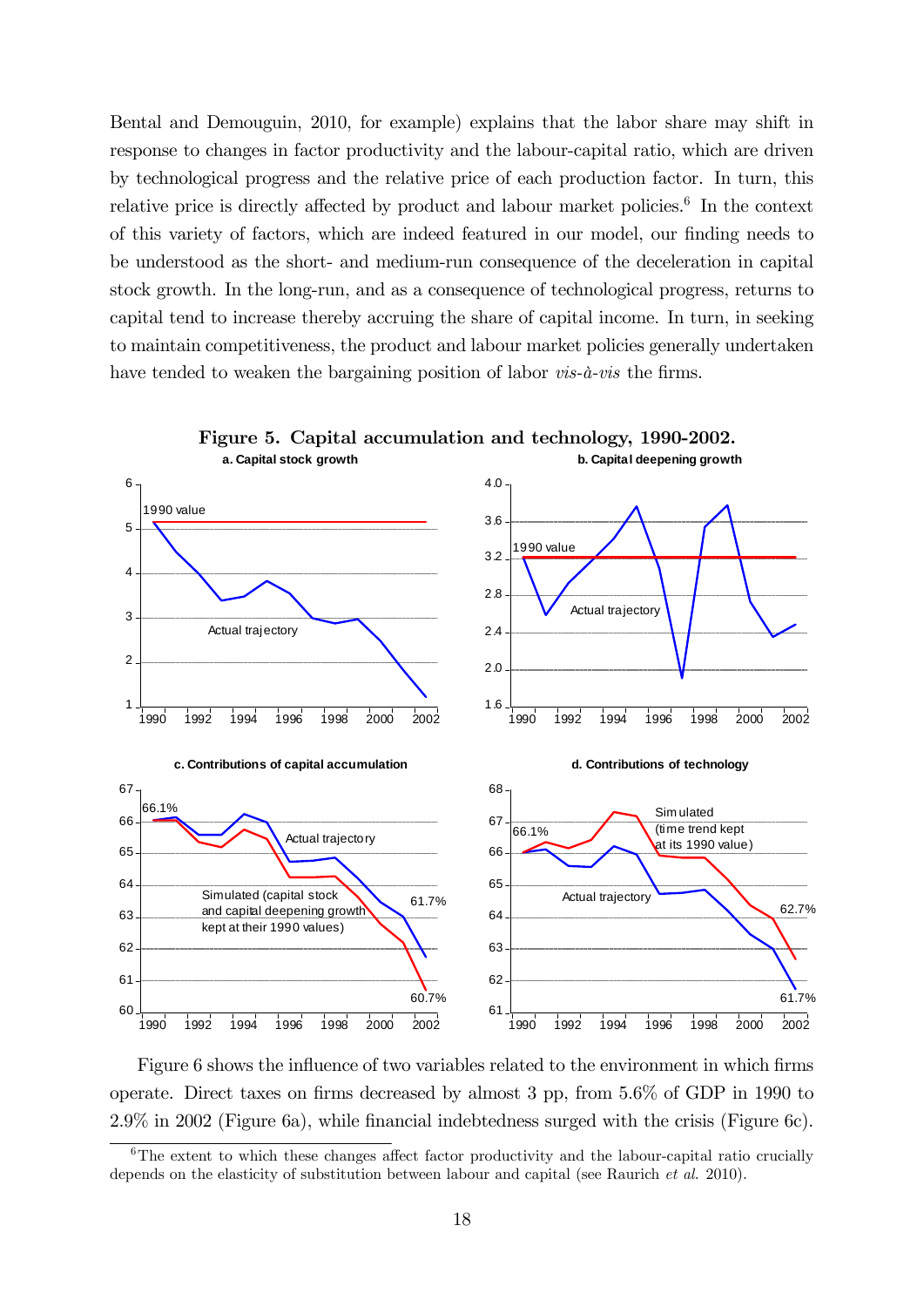Bental and Demouguin, 2010, for example) explains that the labor share may shift in response to changes in factor productivity and the labour-capital ratio, which are driven by technological progress and the relative price of each production factor. In turn, this relative price is directly affected by product and labour market policies.[6] In the context of this variety of factors, which are indeed featured in our model, our finding needs to be understood as the short- and medium-run consequence of the deceleration in capital stock growth. In the long-run, and as a consequence of technological progress, returns to capital tend to increase thereby accruing the share of capital income. In turn, in seeking to maintain competitiveness, the product and labour market policies generally undertaken have tended to weaken the bargaining position of labor *vis-à-vis* the firms.

**Figure 5. Capital accumulation and technology, 1990-2002.**

Figure 6 shows the influence of two variables related to the environment in which firms operate. Direct taxes on firms decreased by almost 3 pp, from 5.6% of GDP in 1990 to 2.9% in 2002 (Figure 6a), while financial indebtedness surged with the crisis (Figure 6c).

[6] The extent to which these changes affect factor productivity and the labour-capital ratio crucially depends on the elasticity of substitution between labour and capital (see Raurich *et al.* 2010).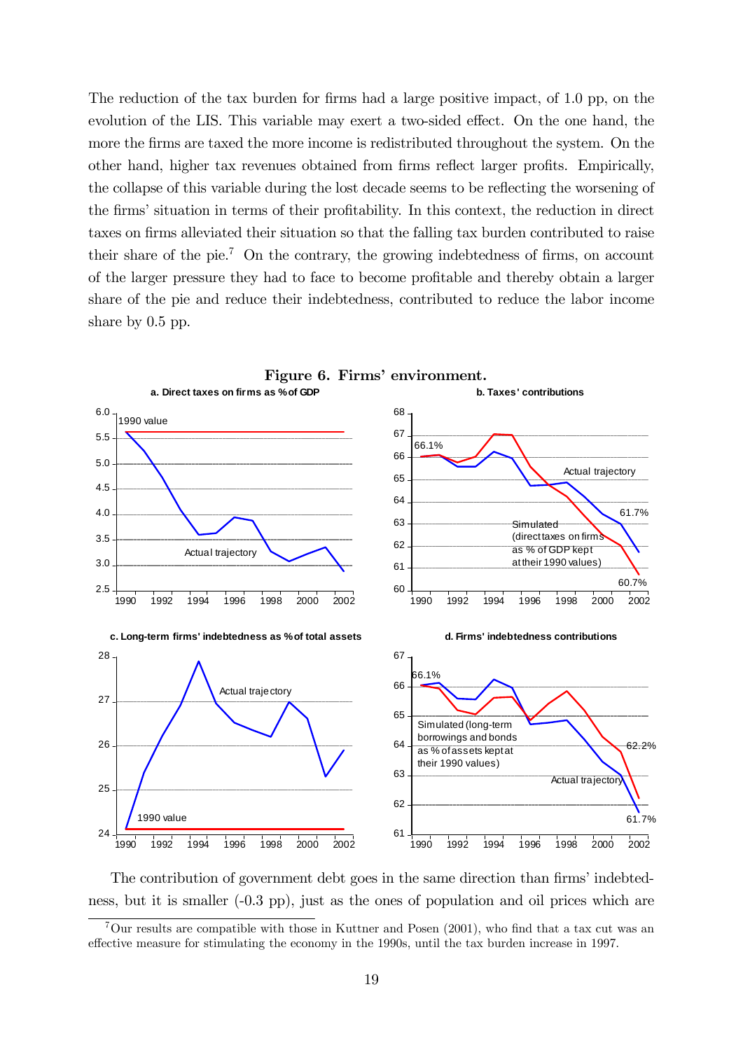The reduction of the tax burden for firms had a large positive impact, of 1.0 pp, on the evolution of the LIS. This variable may exert a two-sided effect. On the one hand, the more the firms are taxed the more income is redistributed throughout the system. On the other hand, higher tax revenues obtained from firms reflect larger profits. Empirically, the collapse of this variable during the lost decade seems to be reflecting the worsening of the firms' situation in terms of their profitability. In this context, the reduction in direct taxes on firms alleviated their situation so that the falling tax burden contributed to raise their share of the pie.[7] On the contrary, the growing indebtedness of firms, on account of the larger pressure they had to face to become profitable and thereby obtain a larger share of the pie and reduce their indebtedness, contributed to reduce the labor income share by 0.5 pp.

**Figure 6. Firms' environment.**

The contribution of government debt goes in the same direction than firms' indebtedness, but it is smaller (-0.3 pp), just as the ones of population and oil prices which are

[7] Our results are compatible with those in Kuttner and Posen (2001), who find that a tax cut was an effective measure for stimulating the economy in the 1990s, until the tax burden increase in 1997.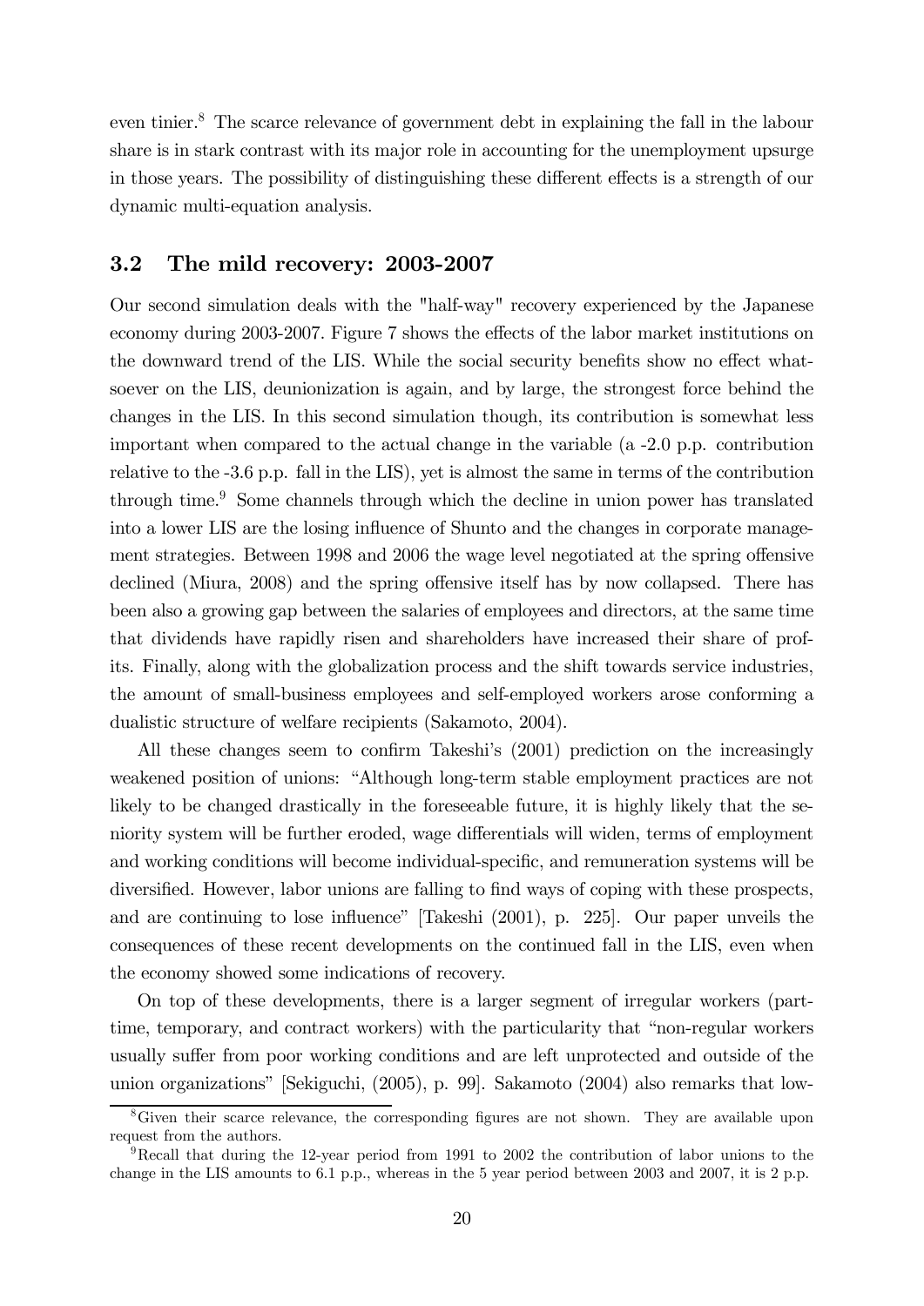even tinier.[8] The scarce relevance of government debt in explaining the fall in the labour share is in stark contrast with its major role in accounting for the unemployment upsurge in those years. The possibility of distinguishing these different effects is a strength of our dynamic multi-equation analysis.

### 3.2 The mild recovery: 2003-2007

Our second simulation deals with the "half-way" recovery experienced by the Japanese economy during 2003-2007. Figure 7 shows the effects of the labor market institutions on the downward trend of the LIS. While the social security benefits show no effect whatsoever on the LIS, deunionization is again, and by large, the strongest force behind the changes in the LIS. In this second simulation though, its contribution is somewhat less important when compared to the actual change in the variable (a -2.0 p.p. contribution relative to the -3.6 p.p. fall in the LIS), yet is almost the same in terms of the contribution through time.[9] Some channels through which the decline in union power has translated into a lower LIS are the losing influence of Shunto and the changes in corporate management strategies. Between 1998 and 2006 the wage level negotiated at the spring offensive declined (Miura, 2008) and the spring offensive itself has by now collapsed. There has been also a growing gap between the salaries of employees and directors, at the same time that dividends have rapidly risen and shareholders have increased their share of profits. Finally, along with the globalization process and the shift towards service industries, the amount of small-business employees and self-employed workers arose conforming a dualistic structure of welfare recipients (Sakamoto, 2004).

All these changes seem to confirm Takeshi's (2001) prediction on the increasingly weakened position of unions: "Although long-term stable employment practices are not likely to be changed drastically in the foreseeable future, it is highly likely that the seniority system will be further eroded, wage differentials will widen, terms of employment and working conditions will become individual-specific, and remuneration systems will be diversified. However, labor unions are falling to find ways of coping with these prospects, and are continuing to lose influence" [Takeshi (2001), p. 225]. Our paper unveils the consequences of these recent developments on the continued fall in the LIS, even when the economy showed some indications of recovery.

On top of these developments, there is a larger segment of irregular workers (part-time, temporary, and contract workers) with the particularity that "non-regular workers usually suffer from poor working conditions and are left unprotected and outside of the union organizations" [Sekiguchi, (2005), p. 99]. Sakamoto (2004) also remarks that low-

---

[8] Given their scarce relevance, the corresponding figures are not shown. They are available upon request from the authors.

[9] Recall that during the 12-year period from 1991 to 2002 the contribution of labor unions to the change in the LIS amounts to 6.1 p.p., whereas in the 5 year period between 2003 and 2007, it is 2 p.p.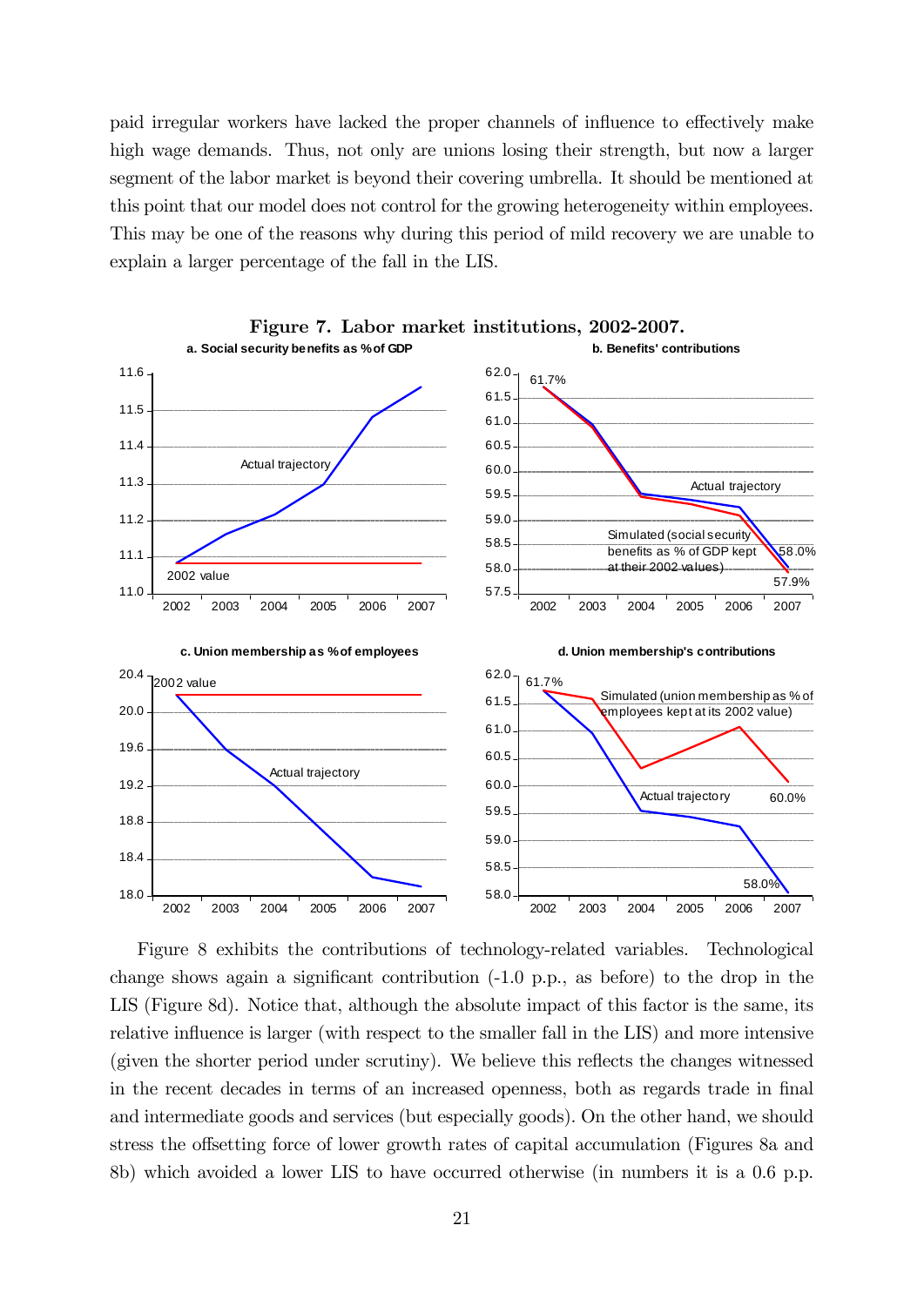paid irregular workers have lacked the proper channels of influence to effectively make high wage demands. Thus, not only are unions losing their strength, but now a larger segment of the labor market is beyond their covering umbrella. It should be mentioned at this point that our model does not control for the growing heterogeneity within employees. This may be one of the reasons why during this period of mild recovery we are unable to explain a larger percentage of the fall in the LIS.

**Figure 7. Labor market institutions, 2002-2007.**

Figure 8 exhibits the contributions of technology-related variables. Technological change shows again a significant contribution (-1.0 p.p., as before) to the drop in the LIS (Figure 8d). Notice that, although the absolute impact of this factor is the same, its relative influence is larger (with respect to the smaller fall in the LIS) and more intensive (given the shorter period under scrutiny). We believe this reflects the changes witnessed in the recent decades in terms of an increased openness, both as regards trade in final and intermediate goods and services (but especially goods). On the other hand, we should stress the offsetting force of lower growth rates of capital accumulation (Figures 8a and 8b) which avoided a lower LIS to have occurred otherwise (in numbers it is a 0.6 p.p.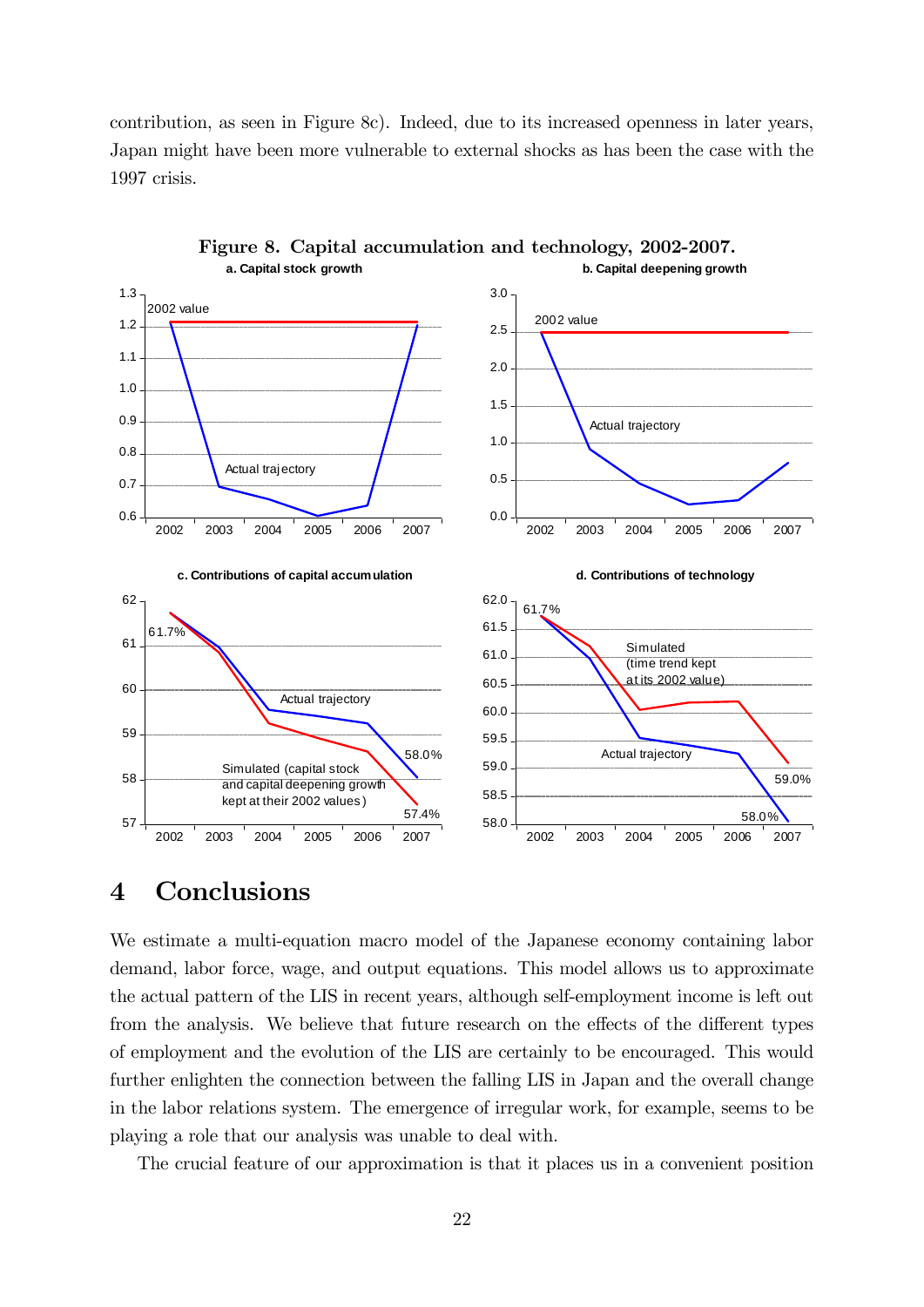contribution, as seen in Figure 8c). Indeed, due to its increased openness in later years, Japan might have been more vulnerable to external shocks as has been the case with the 1997 crisis.

**Figure 8. Capital accumulation and technology, 2002-2007.**

# 4 Conclusions

We estimate a multi-equation macro model of the Japanese economy containing labor demand, labor force, wage, and output equations. This model allows us to approximate the actual pattern of the LIS in recent years, although self-employment income is left out from the analysis. We believe that future research on the effects of the different types of employment and the evolution of the LIS are certainly to be encouraged. This would further enlighten the connection between the falling LIS in Japan and the overall change in the labor relations system. The emergence of irregular work, for example, seems to be playing a role that our analysis was unable to deal with.

The crucial feature of our approximation is that it places us in a convenient position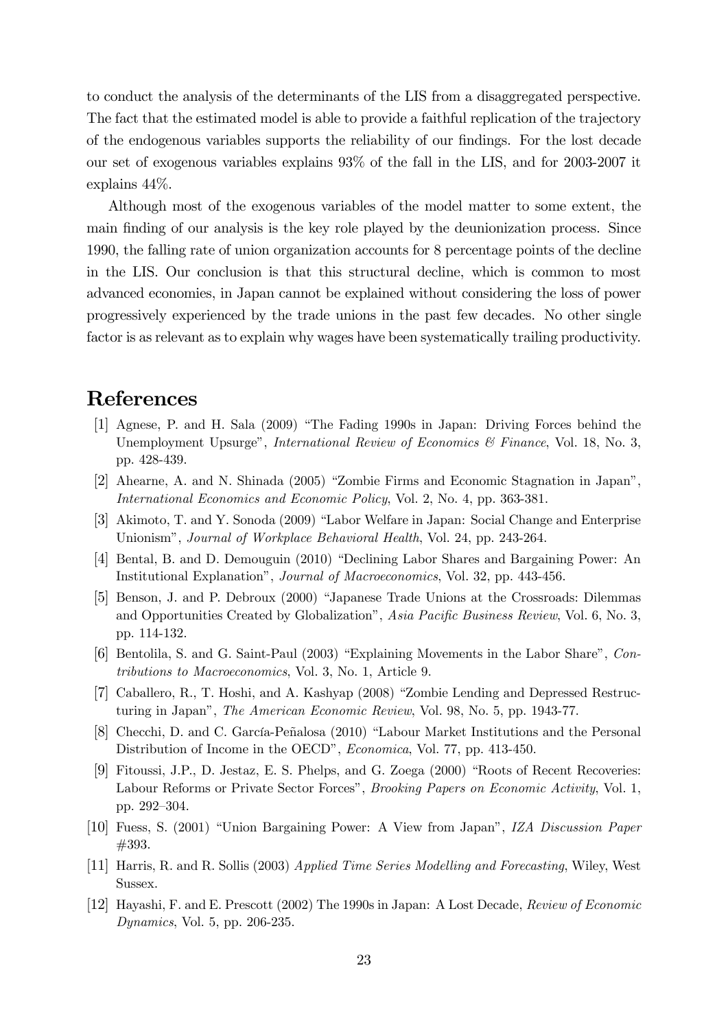to conduct the analysis of the determinants of the LIS from a disaggregated perspective. The fact that the estimated model is able to provide a faithful replication of the trajectory of the endogenous variables supports the reliability of our findings. For the lost decade our set of exogenous variables explains 93% of the fall in the LIS, and for 2003-2007 it explains 44%.

Although most of the exogenous variables of the model matter to some extent, the main finding of our analysis is the key role played by the deunionization process. Since 1990, the falling rate of union organization accounts for 8 percentage points of the decline in the LIS. Our conclusion is that this structural decline, which is common to most advanced economies, in Japan cannot be explained without considering the loss of power progressively experienced by the trade unions in the past few decades. No other single factor is as relevant as to explain why wages have been systematically trailing productivity.

# References

[1] Agnese, P. and H. Sala (2009) "The Fading 1990s in Japan: Driving Forces behind the Unemployment Upsurge", *International Review of Economics & Finance*, Vol. 18, No. 3, pp. 428-439.

[2] Ahearne, A. and N. Shinada (2005) "Zombie Firms and Economic Stagnation in Japan", *International Economics and Economic Policy*, Vol. 2, No. 4, pp. 363-381.

[3] Akimoto, T. and Y. Sonoda (2009) "Labor Welfare in Japan: Social Change and Enterprise Unionism", *Journal of Workplace Behavioral Health*, Vol. 24, pp. 243-264.

[4] Bental, B. and D. Demouguin (2010) "Declining Labor Shares and Bargaining Power: An Institutional Explanation", *Journal of Macroeconomics*, Vol. 32, pp. 443-456.

[5] Benson, J. and P. Debroux (2000) "Japanese Trade Unions at the Crossroads: Dilemmas and Opportunities Created by Globalization", *Asia Pacific Business Review*, Vol. 6, No. 3, pp. 114-132.

[6] Bentolila, S. and G. Saint-Paul (2003) "Explaining Movements in the Labor Share", *Contributions to Macroeconomics*, Vol. 3, No. 1, Article 9.

[7] Caballero, R., T. Hoshi, and A. Kashyap (2008) "Zombie Lending and Depressed Restructuring in Japan", *The American Economic Review*, Vol. 98, No. 5, pp. 1943-77.

[8] Checchi, D. and C. García-Peñalosa (2010) "Labour Market Institutions and the Personal Distribution of Income in the OECD", *Economica*, Vol. 77, pp. 413-450.

[9] Fitoussi, J.P., D. Jestaz, E. S. Phelps, and G. Zoega (2000) "Roots of Recent Recoveries: Labour Reforms or Private Sector Forces", *Brooking Papers on Economic Activity*, Vol. 1, pp. 292–304.

[10] Fuess, S. (2001) "Union Bargaining Power: A View from Japan", *IZA Discussion Paper* #393.

[11] Harris, R. and R. Sollis (2003) *Applied Time Series Modelling and Forecasting*, Wiley, West Sussex.

[12] Hayashi, F. and E. Prescott (2002) The 1990s in Japan: A Lost Decade, *Review of Economic Dynamics*, Vol. 5, pp. 206-235.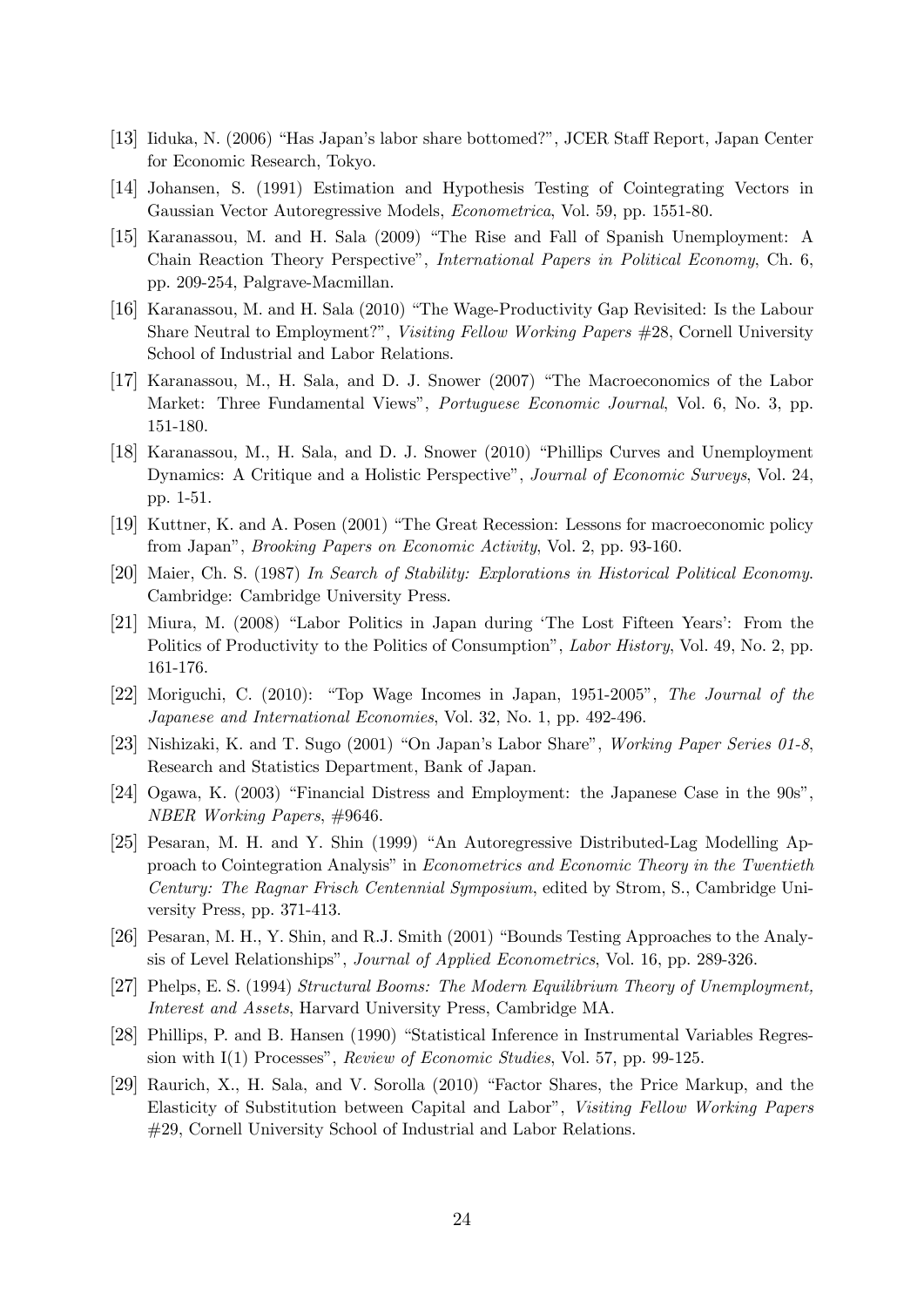[13] Iiduka, N. (2006) "Has Japan's labor share bottomed?", JCER Staff Report, Japan Center for Economic Research, Tokyo.

[14] Johansen, S. (1991) Estimation and Hypothesis Testing of Cointegrating Vectors in Gaussian Vector Autoregressive Models, *Econometrica*, Vol. 59, pp. 1551-80.

[15] Karanassou, M. and H. Sala (2009) "The Rise and Fall of Spanish Unemployment: A Chain Reaction Theory Perspective", *International Papers in Political Economy*, Ch. 6, pp. 209-254, Palgrave-Macmillan.

[16] Karanassou, M. and H. Sala (2010) "The Wage-Productivity Gap Revisited: Is the Labour Share Neutral to Employment?", *Visiting Fellow Working Papers* #28, Cornell University School of Industrial and Labor Relations.

[17] Karanassou, M., H. Sala, and D. J. Snower (2007) "The Macroeconomics of the Labor Market: Three Fundamental Views", *Portuguese Economic Journal*, Vol. 6, No. 3, pp. 151-180.

[18] Karanassou, M., H. Sala, and D. J. Snower (2010) "Phillips Curves and Unemployment Dynamics: A Critique and a Holistic Perspective", *Journal of Economic Surveys*, Vol. 24, pp. 1-51.

[19] Kuttner, K. and A. Posen (2001) "The Great Recession: Lessons for macroeconomic policy from Japan", *Brooking Papers on Economic Activity*, Vol. 2, pp. 93-160.

[20] Maier, Ch. S. (1987) *In Search of Stability: Explorations in Historical Political Economy.* Cambridge: Cambridge University Press.

[21] Miura, M. (2008) "Labor Politics in Japan during 'The Lost Fifteen Years': From the Politics of Productivity to the Politics of Consumption", *Labor History*, Vol. 49, No. 2, pp. 161-176.

[22] Moriguchi, C. (2010): "Top Wage Incomes in Japan, 1951-2005", *The Journal of the Japanese and International Economies*, Vol. 32, No. 1, pp. 492-496.

[23] Nishizaki, K. and T. Sugo (2001) "On Japan's Labor Share", *Working Paper Series 01-8*, Research and Statistics Department, Bank of Japan.

[24] Ogawa, K. (2003) "Financial Distress and Employment: the Japanese Case in the 90s", *NBER Working Papers*, #9646.

[25] Pesaran, M. H. and Y. Shin (1999) "An Autoregressive Distributed-Lag Modelling Approach to Cointegration Analysis" in *Econometrics and Economic Theory in the Twentieth Century: The Ragnar Frisch Centennial Symposium*, edited by Strom, S., Cambridge University Press, pp. 371-413.

[26] Pesaran, M. H., Y. Shin, and R.J. Smith (2001) "Bounds Testing Approaches to the Analysis of Level Relationships", *Journal of Applied Econometrics*, Vol. 16, pp. 289-326.

[27] Phelps, E. S. (1994) *Structural Booms: The Modern Equilibrium Theory of Unemployment, Interest and Assets*, Harvard University Press, Cambridge MA.

[28] Phillips, P. and B. Hansen (1990) "Statistical Inference in Instrumental Variables Regression with I(1) Processes", *Review of Economic Studies*, Vol. 57, pp. 99-125.

[29] Raurich, X., H. Sala, and V. Sorolla (2010) "Factor Shares, the Price Markup, and the Elasticity of Substitution between Capital and Labor", *Visiting Fellow Working Papers* #29, Cornell University School of Industrial and Labor Relations.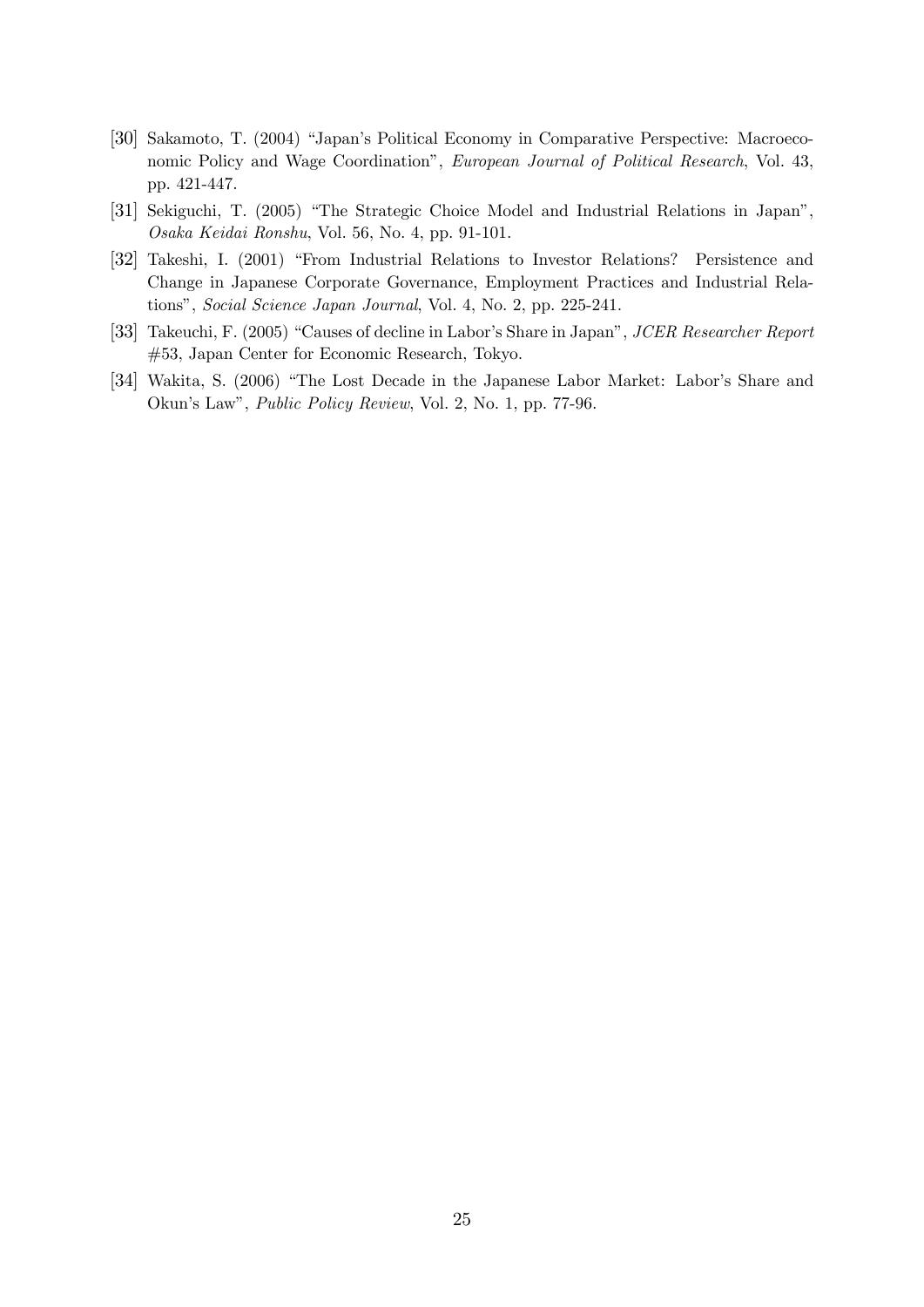[30] Sakamoto, T. (2004) "Japan's Political Economy in Comparative Perspective: Macroeconomic Policy and Wage Coordination", *European Journal of Political Research*, Vol. 43, pp. 421-447.

[31] Sekiguchi, T. (2005) "The Strategic Choice Model and Industrial Relations in Japan", *Osaka Keidai Ronshu*, Vol. 56, No. 4, pp. 91-101.

[32] Takeshi, I. (2001) "From Industrial Relations to Investor Relations? Persistence and Change in Japanese Corporate Governance, Employment Practices and Industrial Relations", *Social Science Japan Journal*, Vol. 4, No. 2, pp. 225-241.

[33] Takeuchi, F. (2005) "Causes of decline in Labor's Share in Japan", *JCER Researcher Report* #53, Japan Center for Economic Research, Tokyo.

[34] Wakita, S. (2006) "The Lost Decade in the Japanese Labor Market: Labor's Share and Okun's Law", *Public Policy Review*, Vol. 2, No. 1, pp. 77-96.